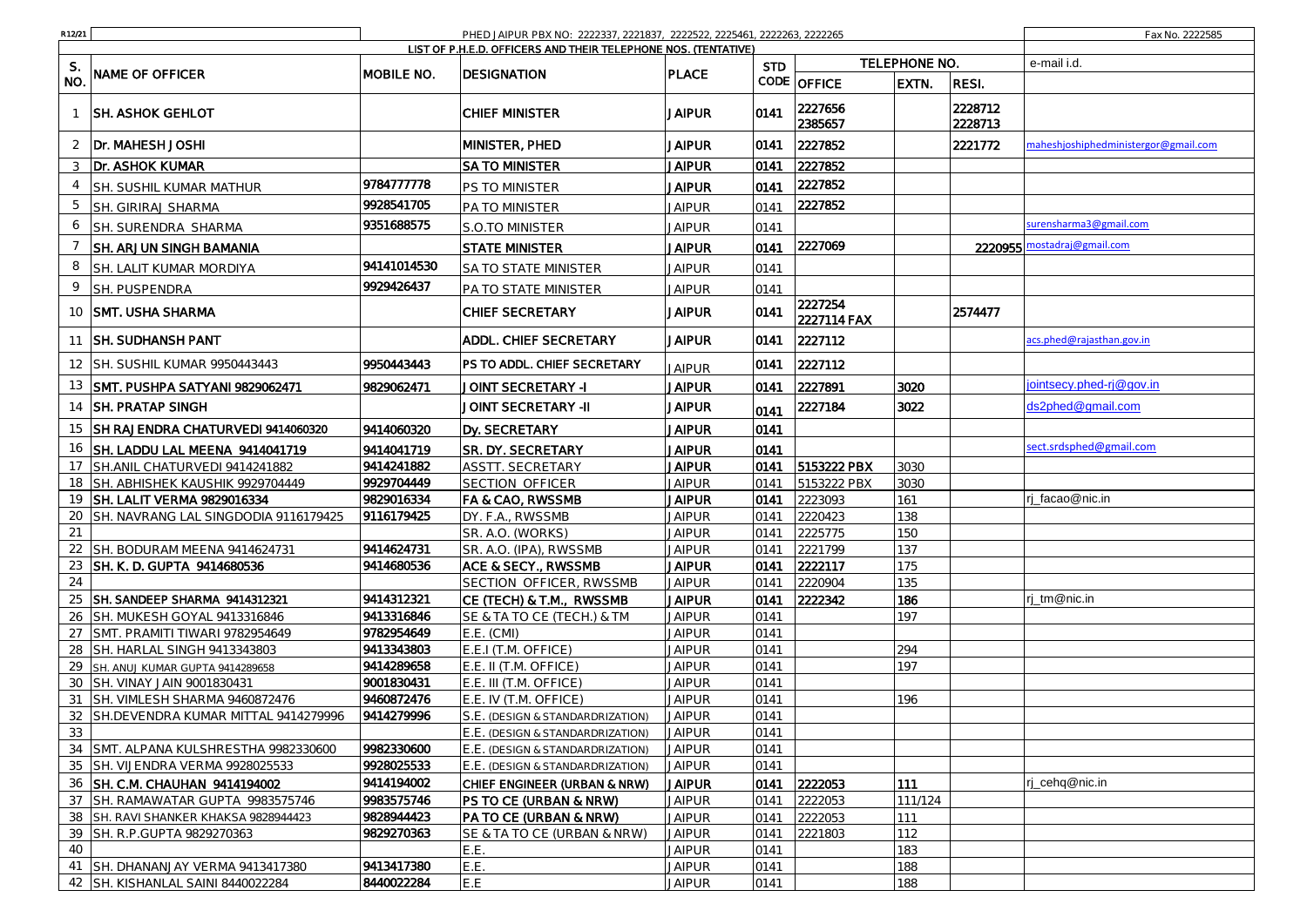R12/21 PHED JAIPUR PBX NO: 2222337, 2221837, 2222522, 2225461, 2222263, 2222265 Fax No. 2222585

LIST OF P.H.E.D. OFFICERS AND THEIR TELEPHONE NOS. (TENTATIVE)

| S. NO. | NAME OF OFFICER | MOBILE NO. | DESIGNATION | PLACE | STD CODE | TELEPHONE NO. | | | e-mail i.d. |
|---|---|---|---|---|---|---|---|---|---|
| | | | | | | OFFICE | EXTN. | RESI. | |
| 1 | SH. ASHOK GEHLOT | | CHIEF MINISTER | JAIPUR | 0141 | 2227656 2385657 | | 2228712 2228713 | |
| 2 | Dr. MAHESH JOSHI | | MINISTER, PHED | JAIPUR | 0141 | 2227852 | | 2221772 | maheshjoshiphedministergor@gmail.com |
| 3 | Dr. ASHOK KUMAR | | SA TO MINISTER | JAIPUR | 0141 | 2227852 | | | |
| 4 | SH. SUSHIL KUMAR MATHUR | 9784777778 | PS TO MINISTER | JAIPUR | 0141 | 2227852 | | | |
| 5 | SH. GIRIRAJ SHARMA | 9928541705 | PA TO MINISTER | JAIPUR | 0141 | 2227852 | | | |
| 6 | SH. SURENDRA SHARMA | 9351688575 | S.O.TO MINISTER | JAIPUR | 0141 | | | | surensharma3@gmail.com |
| 7 | SH. ARJUN SINGH BAMANIA | | STATE MINISTER | JAIPUR | 0141 | 2227069 | | 2220955 | mostadraj@gmail.com |
| 8 | SH. LALIT KUMAR MORDIYA | 94141014530 | SA TO STATE MINISTER | JAIPUR | 0141 | | | | |
| 9 | SH. PUSPENDRA | 9929426437 | PA TO STATE MINISTER | JAIPUR | 0141 | | | | |
| 10 | SMT. USHA SHARMA | | CHIEF SECRETARY | JAIPUR | 0141 | 2227254 2227114 FAX | | 2574477 | |
| 11 | SH. SUDHANSH PANT | | ADDL. CHIEF SECRETARY | JAIPUR | 0141 | 2227112 | | | acs.phed@rajasthan.gov.in |
| 12 | SH. SUSHIL KUMAR 9950443443 | 9950443443 | PS TO ADDL. CHIEF SECRETARY | JAIPUR | 0141 | 2227112 | | | |
| 13 | SMT. PUSHPA SATYANI 9829062471 | 9829062471 | JOINT SECRETARY -I | JAIPUR | 0141 | 2227891 | 3020 | | jointsecy.phed-rj@gov.in |
| 14 | SH. PRATAP SINGH | | JOINT SECRETARY -II | JAIPUR | 0141 | 2227184 | 3022 | | ds2phed@gmail.com |
| 15 | SH RAJENDRA CHATURVEDI 9414060320 | 9414060320 | Dy. SECRETARY | JAIPUR | 0141 | | | | |
| 16 | SH. LADDU LAL MEENA 9414041719 | 9414041719 | SR. DY. SECRETARY | JAIPUR | 0141 | | | | sect.srdsphed@gmail.com |
| 17 | SH.ANIL CHATURVEDI 9414241882 | 9414241882 | ASSTT. SECRETARY | JAIPUR | 0141 | 5153222 PBX | 3030 | | |
| 18 | SH. ABHISHEK KAUSHIK 9929704449 | 9929704449 | SECTION OFFICER | JAIPUR | 0141 | 5153222 PBX | 3030 | | |
| 19 | SH. LALIT VERMA 9829016334 | 9829016334 | FA & CAO, RWSSMB | JAIPUR | 0141 | 2223093 | 161 | | rj_facao@nic.in |
| 20 | SH. NAVRANG LAL SINGDODIA 9116179425 | 9116179425 | DY. F.A., RWSSMB | JAIPUR | 0141 | 2220423 | 138 | | |
| 21 | | | SR. A.O. (WORKS) | JAIPUR | 0141 | 2225775 | 150 | | |
| 22 | SH. BODURAM MEENA 9414624731 | 9414624731 | SR. A.O. (IPA), RWSSMB | JAIPUR | 0141 | 2221799 | 137 | | |
| 23 | SH. K. D. GUPTA 9414680536 | 9414680536 | ACE & SECY., RWSSMB | JAIPUR | 0141 | 2222117 | 175 | | |
| 24 | | | SECTION OFFICER, RWSSMB | JAIPUR | 0141 | 2220904 | 135 | | |
| 25 | SH. SANDEEP SHARMA 9414312321 | 9414312321 | CE (TECH) & T.M., RWSSMB | JAIPUR | 0141 | 2222342 | 186 | | rj_tm@nic.in |
| 26 | SH. MUKESH GOYAL 9413316846 | 9413316846 | SE & TA TO CE (TECH.) & TM | JAIPUR | 0141 | | 197 | | |
| 27 | SMT. PRAMITI TIWARI 9782954649 | 9782954649 | E.E. (CMI) | JAIPUR | 0141 | | | | |
| 28 | SH. HARLAL SINGH 9413343803 | 9413343803 | E.E.I (T.M. OFFICE) | JAIPUR | 0141 | | 294 | | |
| 29 | SH. ANUJ KUMAR GUPTA 9414289658 | 9414289658 | E.E. II (T.M. OFFICE) | JAIPUR | 0141 | | 197 | | |
| 30 | SH. VINAY JAIN 9001830431 | 9001830431 | E.E. III (T.M. OFFICE) | JAIPUR | 0141 | | | | |
| 31 | SH. VIMLESH SHARMA 9460872476 | 9460872476 | E.E. IV (T.M. OFFICE) | JAIPUR | 0141 | | 196 | | |
| 32 | SH.DEVENDRA KUMAR MITTAL 9414279996 | 9414279996 | S.E. (DESIGN & STANDARDRIZATION) | JAIPUR | 0141 | | | | |
| 33 | | | E.E. (DESIGN & STANDARDRIZATION) | JAIPUR | 0141 | | | | |
| 34 | SMT. ALPANA KULSHRESTHA 9982330600 | 9982330600 | E.E. (DESIGN & STANDARDRIZATION) | JAIPUR | 0141 | | | | |
| 35 | SH. VIJENDRA VERMA 9928025533 | 9928025533 | E.E. (DESIGN & STANDARDRIZATION) | JAIPUR | 0141 | | | | |
| 36 | SH. C.M. CHAUHAN 9414194002 | 9414194002 | CHIEF ENGINEER (URBAN & NRW) | JAIPUR | 0141 | 2222053 | 111 | | rj_cehq@nic.in |
| 37 | SH. RAMAWATAR GUPTA 9983575746 | 9983575746 | PS TO CE (URBAN & NRW) | JAIPUR | 0141 | 2222053 | 111/124 | | |
| 38 | SH. RAVI SHANKER KHAKSA 9828944423 | 9828944423 | PA TO CE (URBAN & NRW) | JAIPUR | 0141 | 2222053 | 111 | | |
| 39 | SH. R.P.GUPTA 9829270363 | 9829270363 | SE & TA TO CE (URBAN & NRW) | JAIPUR | 0141 | 2221803 | 112 | | |
| 40 | | | E.E. | JAIPUR | 0141 | | 183 | | |
| 41 | SH. DHANANJAY VERMA 9413417380 | 9413417380 | E.E. | JAIPUR | 0141 | | 188 | | |
| 42 | SH. KISHANLAL SAINI 8440022284 | 8440022284 | E.E | JAIPUR | 0141 | | 188 | | |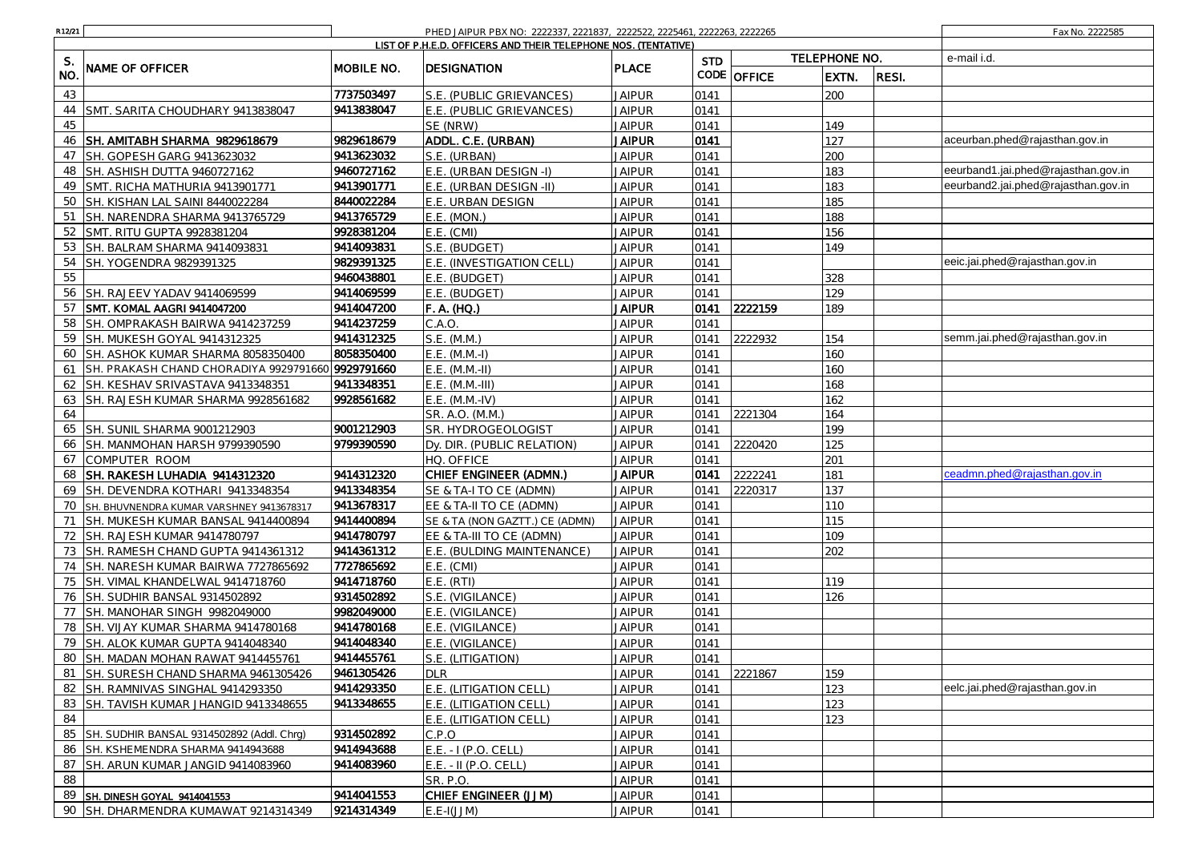R12/21 PHED JAIPUR PBX NO: 2222337, 2221837, 2222522, 2225461, 2222263, 2222265 Fax No. 2222585

LIST OF P.H.E.D. OFFICERS AND THEIR TELEPHONE NOS. (TENTATIVE)

| S. NO. | NAME OF OFFICER | MOBILE NO. | DESIGNATION | PLACE | STD CODE | TELEPHONE NO. | | | e-mail i.d. |
|---|---|---|---|---|---|---|---|---|---|
| | | | | | | OFFICE | EXTN. | RESI. | |
| 43 | | 7737503497 | S.E. (PUBLIC GRIEVANCES) | JAIPUR | 0141 | | 200 | | |
| 44 | SMT. SARITA CHOUDHARY 9413838047 | 9413838047 | E.E. (PUBLIC GRIEVANCES) | JAIPUR | 0141 | | | | |
| 45 | | | SE (NRW) | JAIPUR | 0141 | | 149 | | |
| 46 | **SH. AMITABH SHARMA 9829618679** | **9829618679** | **ADDL. C.E. (URBAN)** | **JAIPUR** | **0141** | | 127 | | aceurban.phed@rajasthan.gov.in |
| 47 | SH. GOPESH GARG 9413623032 | 9413623032 | S.E. (URBAN) | JAIPUR | 0141 | | 200 | | |
| 48 | SH. ASHISH DUTTA 9460727162 | 9460727162 | E.E. (URBAN DESIGN -I) | JAIPUR | 0141 | | 183 | | eeurband1.jai.phed@rajasthan.gov.in |
| 49 | SMT. RICHA MATHURIA 9413901771 | 9413901771 | E.E. (URBAN DESIGN -II) | JAIPUR | 0141 | | 183 | | eeurband2.jai.phed@rajasthan.gov.in |
| 50 | SH. KISHAN LAL SAINI 8440022284 | 8440022284 | E.E. URBAN DESIGN | JAIPUR | 0141 | | 185 | | |
| 51 | SH. NARENDRA SHARMA 9413765729 | 9413765729 | E.E. (MON.) | JAIPUR | 0141 | | 188 | | |
| 52 | SMT. RITU GUPTA 9928381204 | 9928381204 | E.E. (CMI) | JAIPUR | 0141 | | 156 | | |
| 53 | SH. BALRAM SHARMA 9414093831 | 9414093831 | S.E. (BUDGET) | JAIPUR | 0141 | | 149 | | |
| 54 | SH. YOGENDRA 9829391325 | 9829391325 | E.E. (INVESTIGATION CELL) | JAIPUR | 0141 | | | | eeic.jai.phed@rajasthan.gov.in |
| 55 | | 9460438801 | E.E. (BUDGET) | JAIPUR | 0141 | | 328 | | |
| 56 | SH. RAJEEV YADAV 9414069599 | 9414069599 | E.E. (BUDGET) | JAIPUR | 0141 | | 129 | | |
| 57 | **SMT. KOMAL AAGRI 9414047200** | **9414047200** | **F. A. (HQ.)** | **JAIPUR** | **0141** | **2222159** | 189 | | |
| 58 | SH. OMPRAKASH BAIRWA 9414237259 | 9414237259 | C.A.O. | JAIPUR | 0141 | | | | |
| 59 | SH. MUKESH GOYAL 9414312325 | 9414312325 | S.E. (M.M.) | JAIPUR | 0141 | 2222932 | 154 | | semm.jai.phed@rajasthan.gov.in |
| 60 | SH. ASHOK KUMAR SHARMA 8058350400 | 8058350400 | E.E. (M.M.-I) | JAIPUR | 0141 | | 160 | | |
| 61 | SH. PRAKASH CHAND CHORADIYA 9929791660 | 9929791660 | E.E. (M.M.-II) | JAIPUR | 0141 | | 160 | | |
| 62 | SH. KESHAV SRIVASTAVA 9413348351 | 9413348351 | E.E. (M.M.-III) | JAIPUR | 0141 | | 168 | | |
| 63 | SH. RAJESH KUMAR SHARMA 9928561682 | 9928561682 | E.E. (M.M.-IV) | JAIPUR | 0141 | | 162 | | |
| 64 | | | SR. A.O. (M.M.) | JAIPUR | 0141 | 2221304 | 164 | | |
| 65 | SH. SUNIL SHARMA 9001212903 | 9001212903 | SR. HYDROGEOLOGIST | JAIPUR | 0141 | | 199 | | |
| 66 | SH. MANMOHAN HARSH 9799390590 | 9799390590 | Dy. DIR. (PUBLIC RELATION) | JAIPUR | 0141 | 2220420 | 125 | | |
| 67 | COMPUTER ROOM | | HQ. OFFICE | JAIPUR | 0141 | | 201 | | |
| 68 | **SH. RAKESH LUHADIA 9414312320** | **9414312320** | **CHIEF ENGINEER (ADMN.)** | **JAIPUR** | **0141** | **2222241** | 181 | | ceadmn.phed@rajasthan.gov.in |
| 69 | SH. DEVENDRA KOTHARI 9413348354 | 9413348354 | SE & TA-I TO CE (ADMN) | JAIPUR | 0141 | 2220317 | 137 | | |
| 70 | SH. BHUVNENDRA KUMAR VARSHNEY 9413678317 | 9413678317 | EE & TA-II TO CE (ADMN) | JAIPUR | 0141 | | 110 | | |
| 71 | SH. MUKESH KUMAR BANSAL 9414400894 | 9414400894 | SE & TA (NON GAZTT.) CE (ADMN) | JAIPUR | 0141 | | 115 | | |
| 72 | SH. RAJESH KUMAR 9414780797 | 9414780797 | EE & TA-III TO CE (ADMN) | JAIPUR | 0141 | | 109 | | |
| 73 | SH. RAMESH CHAND GUPTA 9414361312 | 9414361312 | E.E. (BULDING MAINTENANCE) | JAIPUR | 0141 | | 202 | | |
| 74 | SH. NARESH KUMAR BAIRWA 7727865692 | 7727865692 | E.E. (CMI) | JAIPUR | 0141 | | | | |
| 75 | SH. VIMAL KHANDELWAL 9414718760 | 9414718760 | E.E. (RTI) | JAIPUR | 0141 | | 119 | | |
| 76 | SH. SUDHIR BANSAL 9314502892 | 9314502892 | S.E. (VIGILANCE) | JAIPUR | 0141 | | 126 | | |
| 77 | SH. MANOHAR SINGH 9982049000 | 9982049000 | E.E. (VIGILANCE) | JAIPUR | 0141 | | | | |
| 78 | SH. VIJAY KUMAR SHARMA 9414780168 | 9414780168 | E.E. (VIGILANCE) | JAIPUR | 0141 | | | | |
| 79 | SH. ALOK KUMAR GUPTA 9414048340 | 9414048340 | E.E. (VIGILANCE) | JAIPUR | 0141 | | | | |
| 80 | SH. MADAN MOHAN RAWAT 9414455761 | 9414455761 | S.E. (LITIGATION) | JAIPUR | 0141 | | | | |
| 81 | SH. SURESH CHAND SHARMA 9461305426 | 9461305426 | DLR | JAIPUR | 0141 | 2221867 | 159 | | |
| 82 | SH. RAMNIVAS SINGHAL 9414293350 | 9414293350 | E.E. (LITIGATION CELL) | JAIPUR | 0141 | | 123 | | eelc.jai.phed@rajasthan.gov.in |
| 83 | SH. TAVISH KUMAR JHANGID 9413348655 | 9413348655 | E.E. (LITIGATION CELL) | JAIPUR | 0141 | | 123 | | |
| 84 | | | E.E. (LITIGATION CELL) | JAIPUR | 0141 | | 123 | | |
| 85 | SH. SUDHIR BANSAL 9314502892 (Addl. Chrg) | 9314502892 | C.P.O | JAIPUR | 0141 | | | | |
| 86 | SH. KSHEMENDRA SHARMA 9414943688 | 9414943688 | E.E. - I (P.O. CELL) | JAIPUR | 0141 | | | | |
| 87 | SH. ARUN KUMAR JANGID 9414083960 | 9414083960 | E.E. - II (P.O. CELL) | JAIPUR | 0141 | | | | |
| 88 | | | SR. P.O. | JAIPUR | 0141 | | | | |
| 89 | **SH. DINESH GOYAL 9414041553** | 9414041553 | **CHIEF ENGINEER (JJM)** | JAIPUR | 0141 | | | | |
| 90 | SH. DHARMENDRA KUMAWAT 9214314349 | 9214314349 | E.E-I(JJM) | JAIPUR | 0141 | | | | |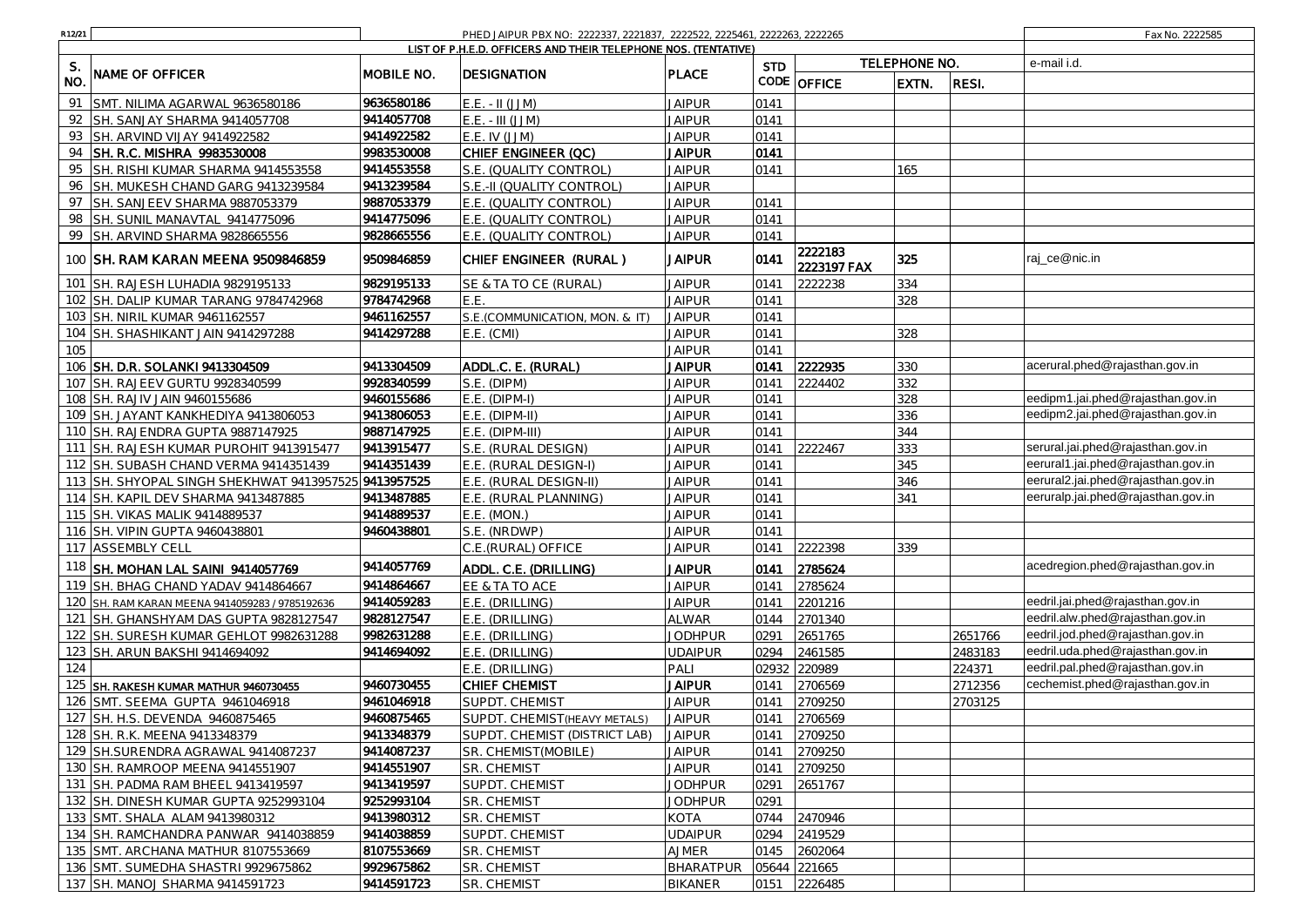PHED JAIPUR PBX NO: 2222337, 2221837, 2222522, 2225461, 2222263, 2222265 | Fax No. 2222585

LIST OF P.H.E.D. OFFICERS AND THEIR TELEPHONE NOS. (TENTATIVE)

| S. NO. | NAME OF OFFICER | MOBILE NO. | DESIGNATION | PLACE | STD CODE | TELEPHONE NO. | | | e-mail i.d. |
|---|---|---|---|---|---|---|---|---|---|
| | | | | | | OFFICE | EXTN. | RESI. | |
| 91 | SMT. NILIMA AGARWAL 9636580186 | 9636580186 | E.E. - II (JJM) | JAIPUR | 0141 | | | | |
| 92 | SH. SANJAY SHARMA 9414057708 | 9414057708 | E.E. - III (JJM) | JAIPUR | 0141 | | | | |
| 93 | SH. ARVIND VIJAY 9414922582 | 9414922582 | E.E. IV (JJM) | JAIPUR | 0141 | | | | |
| 94 | **SH. R.C. MISHRA 9983530008** | **9983530008** | **CHIEF ENGINEER (QC)** | **JAIPUR** | **0141** | | | | |
| 95 | SH. RISHI KUMAR SHARMA 9414553558 | 9414553558 | S.E. (QUALITY CONTROL) | JAIPUR | 0141 | | 165 | | |
| 96 | SH. MUKESH CHAND GARG 9413239584 | 9413239584 | S.E.-II (QUALITY CONTROL) | JAIPUR | | | | | |
| 97 | SH. SANJEEV SHARMA 9887053379 | 9887053379 | E.E. (QUALITY CONTROL) | JAIPUR | 0141 | | | | |
| 98 | SH. SUNIL MANAVTAL 9414775096 | 9414775096 | E.E. (QUALITY CONTROL) | JAIPUR | 0141 | | | | |
| 99 | SH. ARVIND SHARMA 9828665556 | 9828665556 | E.E. (QUALITY CONTROL) | JAIPUR | 0141 | | | | |
| 100 | **SH. RAM KARAN MEENA 9509846859** | **9509846859** | **CHIEF ENGINEER (RURAL )** | **JAIPUR** | **0141** | **2222183 2223197 FAX** | **325** | | raj_ce@nic.in |
| 101 | SH. RAJESH LUHADIA 9829195133 | 9829195133 | SE & TA TO CE (RURAL) | JAIPUR | 0141 | 2222238 | 334 | | |
| 102 | SH. DALIP KUMAR TARANG 9784742968 | 9784742968 | E.E. | JAIPUR | 0141 | | 328 | | |
| 103 | SH. NIRIL KUMAR 9461162557 | 9461162557 | S.E.(COMMUNICATION, MON. & IT) | JAIPUR | 0141 | | | | |
| 104 | SH. SHASHIKANT JAIN 9414297288 | 9414297288 | E.E. (CMI) | JAIPUR | 0141 | | 328 | | |
| 105 | | | | JAIPUR | 0141 | | | | |
| 106 | **SH. D.R. SOLANKI 9413304509** | **9413304509** | **ADDL.C. E. (RURAL)** | **JAIPUR** | **0141** | **2222935** | **330** | | acerural.phed@rajasthan.gov.in |
| 107 | SH. RAJEEV GURTU 9928340599 | 9928340599 | S.E. (DIPM) | JAIPUR | 0141 | 2224402 | 332 | | |
| 108 | SH. RAJIV JAIN 9460155686 | 9460155686 | E.E. (DIPM-I) | JAIPUR | 0141 | | 328 | | eedipm1.jai.phed@rajasthan.gov.in |
| 109 | SH. JAYANT KANKHEDIYA 9413806053 | 9413806053 | E.E. (DIPM-II) | JAIPUR | 0141 | | 336 | | eedipm2.jai.phed@rajasthan.gov.in |
| 110 | SH. RAJENDRA GUPTA 9887147925 | 9887147925 | E.E. (DIPM-III) | JAIPUR | 0141 | | 344 | | |
| 111 | SH. RAJESH KUMAR PUROHIT 9413915477 | 9413915477 | S.E. (RURAL DESIGN) | JAIPUR | 0141 | 2222467 | 333 | | serural.jai.phed@rajasthan.gov.in |
| 112 | SH. SUBASH CHAND VERMA 9414351439 | 9414351439 | E.E. (RURAL DESIGN-I) | JAIPUR | 0141 | | 345 | | eerural1.jai.phed@rajasthan.gov.in |
| 113 | SH. SHYOPAL SINGH SHEKHWAT 9413957525 | 9413957525 | E.E. (RURAL DESIGN-II) | JAIPUR | 0141 | | 346 | | eerural2.jai.phed@rajasthan.gov.in |
| 114 | SH. KAPIL DEV SHARMA 9413487885 | 9413487885 | E.E. (RURAL PLANNING) | JAIPUR | 0141 | | 341 | | eeruralp.jai.phed@rajasthan.gov.in |
| 115 | SH. VIKAS MALIK 9414889537 | 9414889537 | E.E. (MON.) | JAIPUR | 0141 | | | | |
| 116 | SH. VIPIN GUPTA 9460438801 | 9460438801 | S.E. (NRDWP) | JAIPUR | 0141 | | | | |
| 117 | ASSEMBLY CELL | | C.E.(RURAL) OFFICE | JAIPUR | 0141 | 2222398 | 339 | | |
| 118 | **SH. MOHAN LAL SAINI 9414057769** | **9414057769** | **ADDL. C.E. (DRILLING)** | **JAIPUR** | **0141** | **2785624** | | | acedregion.phed@rajasthan.gov.in |
| 119 | SH. BHAG CHAND YADAV 9414864667 | 9414864667 | EE & TA TO ACE | JAIPUR | 0141 | 2785624 | | | |
| 120 | SH. RAM KARAN MEENA 9414059283 / 9785192636 | 9414059283 | E.E. (DRILLING) | JAIPUR | 0141 | 2201216 | | | eedril.jai.phed@rajasthan.gov.in |
| 121 | SH. GHANSHYAM DAS GUPTA 9828127547 | 9828127547 | E.E. (DRILLING) | ALWAR | 0144 | 2701340 | | | eedril.alw.phed@rajasthan.gov.in |
| 122 | SH. SURESH KUMAR GEHLOT 9982631288 | 9982631288 | E.E. (DRILLING) | JODHPUR | 0291 | 2651765 | | 2651766 | eedril.jod.phed@rajasthan.gov.in |
| 123 | SH. ARUN BAKSHI 9414694092 | 9414694092 | E.E. (DRILLING) | UDAIPUR | 0294 | 2461585 | | 2483183 | eedril.uda.phed@rajasthan.gov.in |
| 124 | | | E.E. (DRILLING) | PALI | 02932 | 220989 | | 224371 | eedril.pal.phed@rajasthan.gov.in |
| 125 | **SH. RAKESH KUMAR MATHUR 9460730455** | **9460730455** | **CHIEF CHEMIST** | **JAIPUR** | 0141 | 2706569 | | 2712356 | cechemist.phed@rajasthan.gov.in |
| 126 | SMT. SEEMA GUPTA 9461046918 | 9461046918 | SUPDT. CHEMIST | JAIPUR | 0141 | 2709250 | | 2703125 | |
| 127 | SH. H.S. DEVENDA 9460875465 | 9460875465 | SUPDT. CHEMIST(HEAVY METALS) | JAIPUR | 0141 | 2706569 | | | |
| 128 | SH. R.K. MEENA 9413348379 | 9413348379 | SUPDT. CHEMIST (DISTRICT LAB) | JAIPUR | 0141 | 2709250 | | | |
| 129 | SH.SURENDRA AGRAWAL 9414087237 | 9414087237 | SR. CHEMIST(MOBILE) | JAIPUR | 0141 | 2709250 | | | |
| 130 | SH. RAMROOP MEENA 9414551907 | 9414551907 | SR. CHEMIST | JAIPUR | 0141 | 2709250 | | | |
| 131 | SH. PADMA RAM BHEEL 9413419597 | 9413419597 | SUPDT. CHEMIST | JODHPUR | 0291 | 2651767 | | | |
| 132 | SH. DINESH KUMAR GUPTA 9252993104 | 9252993104 | SR. CHEMIST | JODHPUR | 0291 | | | | |
| 133 | SMT. SHALA ALAM 9413980312 | 9413980312 | SR. CHEMIST | KOTA | 0744 | 2470946 | | | |
| 134 | SH. RAMCHANDRA PANWAR 9414038859 | 9414038859 | SUPDT. CHEMIST | UDAIPUR | 0294 | 2419529 | | | |
| 135 | SMT. ARCHANA MATHUR 8107553669 | 8107553669 | SR. CHEMIST | AJMER | 0145 | 2602064 | | | |
| 136 | SMT. SUMEDHA SHASTRI 9929675862 | 9929675862 | SR. CHEMIST | BHARATPUR | 05644 | 221665 | | | |
| 137 | SH. MANOJ SHARMA 9414591723 | 9414591723 | SR. CHEMIST | BIKANER | 0151 | 2226485 | | | |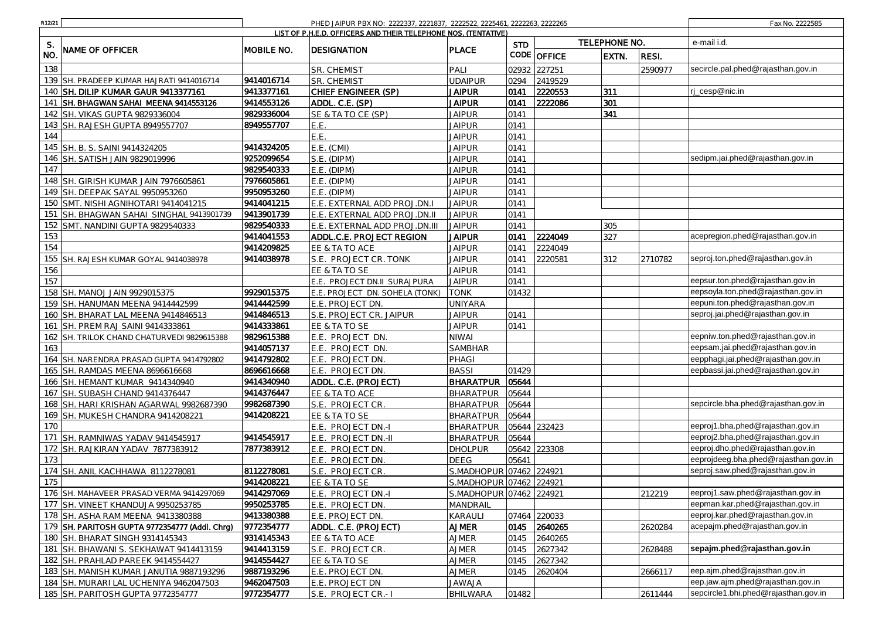PHED JAIPUR PBX NO: 2222337, 2221837, 2222522, 2225461, 2222263, 2222265 — Fax No. 2222585

**LIST OF P.H.E.D. OFFICERS AND THEIR TELEPHONE NOS. (TENTATIVE)**

| S. NO. | NAME OF OFFICER | MOBILE NO. | DESIGNATION | PLACE | STD CODE | TELEPHONE NO. OFFICE | EXTN. | RESI. | e-mail i.d. |
|---|---|---|---|---|---|---|---|---|---|
| 138 | | | SR. CHEMIST | PALI | 02932 | 227251 | | 2590977 | secircle.pal.phed@rajasthan.gov.in |
| 139 | SH. PRADEEP KUMAR HAJRATI 9414016714 | 9414016714 | SR. CHEMIST | UDAIPUR | 0294 | 2419529 | | | |
| 140 | **SH. DILIP KUMAR GAUR 9413377161** | **9413377161** | **CHIEF ENGINEER (SP)** | **JAIPUR** | **0141** | **2220553** | **311** | | rj_cesp@nic.in |
| 141 | **SH. BHAGWAN SAHAI MEENA 9414553126** | **9414553126** | **ADDL. C.E. (SP)** | **JAIPUR** | **0141** | **2222086** | **301** | | |
| 142 | SH. VIKAS GUPTA 9829336004 | 9829336004 | SE & TA TO CE (SP) | JAIPUR | 0141 | | **341** | | |
| 143 | SH. RAJESH GUPTA 8949557707 | 8949557707 | E.E. | JAIPUR | 0141 | | | | |
| 144 | | | E.E. | JAIPUR | 0141 | | | | |
| 145 | SH. B. S. SAINI 9414324205 | 9414324205 | E.E. (CMI) | JAIPUR | 0141 | | | | |
| 146 | SH. SATISH JAIN 9829019996 | 9252099654 | S.E. (DIPM) | JAIPUR | 0141 | | | | sedipm.jai.phed@rajasthan.gov.in |
| 147 | | 9829540333 | E.E. (DIPM) | JAIPUR | 0141 | | | | |
| 148 | SH. GIRISH KUMAR JAIN 7976605861 | 7976605861 | E.E. (DIPM) | JAIPUR | 0141 | | | | |
| 149 | SH. DEEPAK SAYAL 9950953260 | 9950953260 | E.E. (DIPM) | JAIPUR | 0141 | | | | |
| 150 | SMT. NISHI AGNIHOTARI 9414041215 | 9414041215 | E.E. EXTERNAL ADD PROJ.DN.I | JAIPUR | 0141 | | | | |
| 151 | SH. BHAGWAN SAHAI SINGHAL 9413901739 | 9413901739 | E.E. EXTERNAL ADD PROJ.DN.II | JAIPUR | 0141 | | | | |
| 152 | SMT. NANDINI GUPTA 9829540333 | 9829540333 | E.E. EXTERNAL ADD PROJ.DN.III | JAIPUR | 0141 | | 305 | | |
| 153 | | 9414041553 | **ADDL.C.E. PROJECT REGION** | **JAIPUR** | **0141** | 2224049 | 327 | | acepregion.phed@rajasthan.gov.in |
| 154 | | 9414209825 | EE & TA TO ACE | JAIPUR | 0141 | 2224049 | | | |
| 155 | SH. RAJESH KUMAR GOYAL 9414038978 | 9414038978 | S.E. PROJECT CR. TONK | JAIPUR | 0141 | 2220581 | 312 | 2710782 | seproj.ton.phed@rajasthan.gov.in |
| 156 | | | EE & TA TO SE | JAIPUR | 0141 | | | | |
| 157 | | | E.E. PROJECT DN.II SURAJPURA | JAIPUR | 0141 | | | | eepsur.ton.phed@rajasthan.gov.in |
| 158 | SH. MANOJ JAIN 9929015375 | 9929015375 | E.E. PROJECT DN. SOHELA (TONK) | TONK | 01432 | | | | eepsoyla.ton.phed@rajasthan.gov.in |
| 159 | SH. HANUMAN MEENA 9414442599 | 9414442599 | E.E. PROJECT DN. | UNIYARA | | | | | eepuni.ton.phed@rajasthan.gov.in |
| 160 | SH. BHARAT LAL MEENA 9414846513 | 9414846513 | S.E. PROJECT CR. JAIPUR | JAIPUR | 0141 | | | | seproj.jai.phed@rajasthan.gov.in |
| 161 | SH. PREM RAJ SAINI 9414333861 | 9414333861 | EE & TA TO SE | JAIPUR | 0141 | | | | |
| 162 | SH. TRILOK CHAND CHATURVEDI 9829615388 | 9829615388 | E.E. PROJECT DN. | NIWAI | | | | | eepniw.ton.phed@rajasthan.gov.in |
| 163 | | 9414057137 | E.E. PROJECT DN. | SAMBHAR | | | | | eepsam.jai.phed@rajasthan.gov.in |
| 164 | SH. NARENDRA PRASAD GUPTA 9414792802 | 9414792802 | E.E. PROJECT DN. | PHAGI | | | | | eepphagi.jai.phed@rajasthan.gov.in |
| 165 | SH. RAMDAS MEENA 8696616668 | 8696616668 | E.E. PROJECT DN. | BASSI | 01429 | | | | eepbassi.jai.phed@rajasthan.gov.in |
| 166 | SH. HEMANT KUMAR 9414340940 | 9414340940 | **ADDL. C.E. (PROJECT)** | **BHARATPUR** | **05644** | | | | |
| 167 | SH. SUBASH CHAND 9414376447 | 9414376447 | EE & TA TO ACE | BHARATPUR | 05644 | | | | |
| 168 | SH. HARI KRISHAN AGARWAL 9982687390 | 9982687390 | S.E. PROJECT CR. | BHARATPUR | 05644 | | | | sepcircle.bha.phed@rajasthan.gov.in |
| 169 | SH. MUKESH CHANDRA 9414208221 | 9414208221 | EE & TA TO SE | BHARATPUR | 05644 | | | | |
| 170 | | | E.E. PROJECT DN.-I | BHARATPUR | 05644 | 232423 | | | eeproj1.bha.phed@rajasthan.gov.in |
| 171 | SH. RAMNIWAS YADAV 9414545917 | 9414545917 | E.E. PROJECT DN.-II | BHARATPUR | 05644 | | | | eeproj2.bha.phed@rajasthan.gov.in |
| 172 | SH. RAJKIRAN YADAV 7877383912 | 7877383912 | E.E. PROJECT DN. | DHOLPUR | 05642 | 223308 | | | eeproj.dho.phed@rajasthan.gov.in |
| 173 | | | E.E. PROJECT DN. | DEEG | 05641 | | | | eeprojdeeg.bha.phed@rajasthan.gov.in |
| 174 | SH. ANIL KACHHAWA 8112278081 | 8112278081 | S.E. PROJECT CR. | S.MADHOPUR | 07462 | 224921 | | | seproj.saw.phed@rajasthan.gov.in |
| 175 | | 9414208221 | EE & TA TO SE | S.MADHOPUR | 07462 | 224921 | | | |
| 176 | SH. MAHAVEER PRASAD VERMA 9414297069 | 9414297069 | E.E. PROJECT DN.-I | S.MADHOPUR | 07462 | 224921 | | 212219 | eeproj1.saw.phed@rajasthan.gov.in |
| 177 | SH. VINEET KHANDUJA 9950253785 | 9950253785 | E.E. PROJECT DN. | MANDRAIL | | | | | eepman.kar.phed@rajasthan.gov.in |
| 178 | SH. ASHA RAM MEENA 9413380388 | 9413380388 | E.E. PROJECT DN. | KARAULI | 07464 | 220033 | | | eeproj.kar.phed@rajasthan.gov.in |
| 179 | **SH. PARITOSH GUPTA 9772354777 (Addl. Chrg)** | **9772354777** | **ADDL. C.E. (PROJECT)** | **AJMER** | **0145** | **2640265** | | 2620284 | acepajm.phed@rajasthan.gov.in |
| 180 | SH. BHARAT SINGH 9314145343 | 9314145343 | EE & TA TO ACE | AJMER | 0145 | 2640265 | | | |
| 181 | SH. BHAWANI S. SEKHAWAT 9414413159 | 9414413159 | S.E. PROJECT CR. | AJMER | 0145 | 2627342 | | 2628488 | **sepajm.phed@rajasthan.gov.in** |
| 182 | SH. PRAHLAD PAREEK 9414554427 | 9414554427 | EE & TA TO SE | AJMER | 0145 | 2627342 | | | |
| 183 | SH. MANISH KUMAR JANUTIA 9887193296 | 9887193296 | E.E. PROJECT DN. | AJMER | 0145 | 2620404 | | 2666117 | eep.ajm.phed@rajasthan.gov.in |
| 184 | SH. MURARI LAL UCHENIYA 9462047503 | 9462047503 | E.E. PROJECT DN | JAWAJA | | | | | eep.jaw.ajm.phed@rajasthan.gov.in |
| 185 | SH. PARITOSH GUPTA 9772354777 | 9772354777 | S.E. PROJECT CR.- I | BHILWARA | 01482 | | | 2611444 | sepcircle1.bhi.phed@rajasthan.gov.in |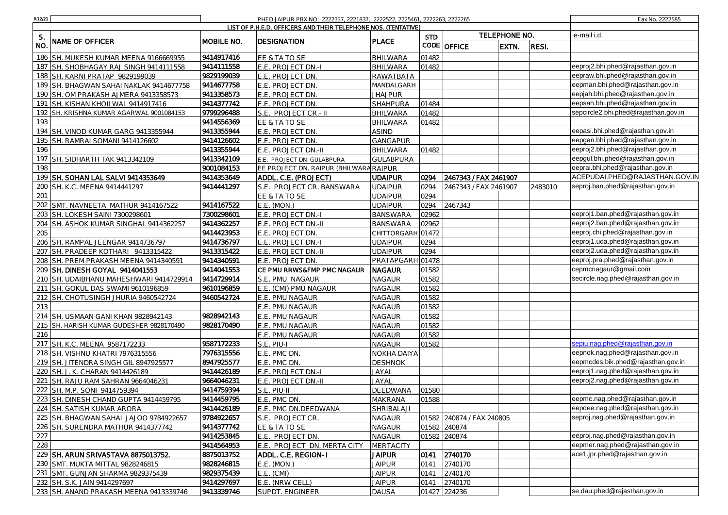PHED JAIPUR PBX NO: 2222337, 2221837, 2222522, 2225461, 2222263, 2222265 | Fax No. 2222585

LIST OF P.H.E.D. OFFICERS AND THEIR TELEPHONE NOS. (TENTATIVE)

| S. NO. | NAME OF OFFICER | MOBILE NO. | DESIGNATION | PLACE | STD CODE | TELEPHONE NO. | | | e-mail i.d. |
|---|---|---|---|---|---|---|---|---|---|
| | | | | | | OFFICE | EXTN. | RESI. | |
| 186 | SH. MUKESH KUMAR MEENA 9166669955 | 9414917416 | EE & TA TO SE | BHILWARA | 01482 | | | | |
| 187 | SH. SHOBHAGAY RAJ SINGH 9414111558 | 9414111558 | E.E. PROJECT DN.-I | BHILWARA | 01482 | | | | eeproj2.bhi.phed@rajasthan.gov.in |
| 188 | SH. KARNI PRATAP 9829199039 | 9829199039 | E.E. PROJECT DN. | RAWATBATA | | | | | eepraw.bhi.phed@rajasthan.gov.in |
| 189 | SH. BHAGWAN SAHAI NAKLAK 9414677758 | 9414677758 | E.E. PROJECT DN. | MANDALGARH | | | | | eepman.bhi.phed@rajasthan.gov.in |
| 190 | SH. OM PRAKASH AJMERA 9413358573 | 9413358573 | E.E. PROJECT DN. | JHAJPUR | | | | | eepjah.bhi.phed@rajasthan.gov.in |
| 191 | SH. KISHAN KHOILWAL 9414917416 | 9414377742 | E.E. PROJECT DN. | SHAHPURA | 01484 | | | | eepsah.bhi.phed@rajasthan.gov.in |
| 192 | SH. KRISHNA KUMAR AGARWAL 9001084153 | 9799296488 | S.E. PROJECT CR.- II | BHILWARA | 01482 | | | | sepcircle2.bhi.phed@rajasthan.gov.in |
| 193 | | 9414556369 | EE & TA TO SE | BHILWARA | 01482 | | | | |
| 194 | SH. VINOD KUMAR GARG 9413355944 | 9413355944 | E.E. PROJECT DN. | ASIND | | | | | eepasi.bhi.phed@rajasthan.gov.in |
| 195 | SH. RAMRAI SOMANI 9414126602 | 9414126602 | E.E. PROJECT DN. | GANGAPUR | | | | | eepgan.bhi.phed@rajasthan.gov.in |
| 196 | | 9413355944 | E.E. PROJECT DN.-II | BHILWARA | 01482 | | | | eeproj2.bhi.phed@rajasthan.gov.in |
| 197 | SH. SIDHARTH TAK 9413342109 | 9413342109 | E.E. PROJECT DN. GULABPURA | GULABPURA | | | | | eepgul.bhi.phed@rajasthan.gov.in |
| 198 | | 9001084153 | EE PROJECT DN. RAIPUR (BHILWARA) | RAIPUR | | | | | eeprai.bhi.phed@rajasthan.gov.in |
| 199 | **SH. SOHAN LAL SALVI 9414353649** | **9414353649** | **ADDL. C.E. (PROJECT)** | **UDAIPUR** | **0294** | **2467343 / FAX 2461907** | | | ACEPUDAI.PHED@RAJASTHAN.GOV.IN |
| 200 | SH. K.C. MEENA 9414441297 | 9414441297 | S.E. PROJECT CR. BANSWARA | UDAIPUR | 0294 | 2467343 / FAX 2461907 | | 2483010 | seproj.ban.phed@rajasthan.gov.in |
| 201 | | | EE & TA TO SE | UDAIPUR | 0294 | | | | |
| 202 | SMT. NAVNEETA MATHUR 9414167522 | 9414167522 | E.E. (MON.) | UDAIPUR | 0294 | 2467343 | | | |
| 203 | SH. LOKESH SAINI 7300298601 | 7300298601 | E.E. PROJECT DN.-I | BANSWARA | 02962 | | | | eeproj1.ban.phed@rajasthan.gov.in |
| 204 | SH. ASHOK KUMAR SINGHAL 9414362257 | 9414362257 | E.E. PROJECT DN.-II | BANSWARA | 02962 | | | | eeproj2.ban.phed@rajasthan.gov.in |
| 205 | | 9414423953 | E.E. PROJECT DN. | CHITTORGARH | 01472 | | | | eeproj.chi.phed@rajasthan.gov.in |
| 206 | SH. RAMPAL JEENGAR 9414736797 | 9414736797 | E.E. PROJECT DN.-I | UDAIPUR | 0294 | | | | eeproj1.uda.phed@rajasthan.gov.in |
| 207 | SH. PRADEEP KOTHARI 9413315422 | 9413315422 | E.E. PROJECT DN.-II | UDAIPUR | 0294 | | | | eeproj2.uda.phed@rajasthan.gov.in |
| 208 | SH. PREM PRAKASH MEENA 9414340591 | 9414340591 | E.E. PROJECT DN. | PRATAPGARH | 01478 | | | | eeproj.pra.phed@rajasthan.gov.in |
| 209 | **SH. DINESH GOYAL 9414041553** | **9414041553** | **CE PMU RRWS&FMP PMC NAGAUR** | **NAGAUR** | 01582 | | | | cepmcnagaur@gmail.com |
| 210 | SH. UDAIBHANU MAHESHWARI 9414729914 | 9414729914 | S.E. PMU NAGAUR | NAGAUR | 01582 | | | | secircle.nag.phed@rajasthan.gov.in |
| 211 | SH. GOKUL DAS SWAMI 9610196859 | 9610196859 | E.E. (CMI) PMU NAGAUR | NAGAUR | 01582 | | | | |
| 212 | SH. CHOTUSINGH JHURIA 9460542724 | 9460542724 | E.E. PMU NAGAUR | NAGAUR | 01582 | | | | |
| 213 | | | E.E. PMU NAGAUR | NAGAUR | 01582 | | | | |
| 214 | SH. USMAAN GANI KHAN 9828942143 | 9828942143 | E.E. PMU NAGAUR | NAGAUR | 01582 | | | | |
| 215 | SH. HARISH KUMAR GUDESHER 9828170490 | 9828170490 | E.E. PMU NAGAUR | NAGAUR | 01582 | | | | |
| 216 | | | E.E. PMU NAGAUR | NAGAUR | 01582 | | | | |
| 217 | SH. K.C. MEENA 9587172233 | 9587172233 | S.E. PIU-I | NAGAUR | 01582 | | | | sepiu.nag.phed@rajasthan.gov.in |
| 218 | SH. VISHNU KHATRI 7976315556 | 7976315556 | E.E. PMC DN. | NOKHA DAIYA | | | | | eepnok.nag.phed@rajasthan.gov.in |
| 219 | SH. JITENDRA SINGH GIL 8947925577 | 8947925577 | E.E. PMC DN. | DESHNOK | | | | | eepmcdes.bik.phed@rajasthan.gov.in |
| 220 | SH. J. K. CHARAN 9414426189 | 9414426189 | E.E. PROJECT DN.-I | JAYAL | | | | | eeproj1.nag.phed@rajasthan.gov.in |
| 221 | SH. RAJU RAM SAHRAN 9664046231 | 9664046231 | E.E. PROJECT DN.-II | JAYAL | | | | | eeproj2.nag.phed@rajasthan.gov.in |
| 222 | SH. M.P. SONI 9414759394 | 9414759394 | S.E. PIU-II | DEEDWANA | 01580 | | | | |
| 223 | SH. DINESH CHAND GUPTA 9414459795 | 9414459795 | E.E. PMC DN. | MAKRANA | 01588 | | | | eepmc.nag.phed@rajasthan.gov.in |
| 224 | SH. SATISH KUMAR ARORA | 9414426189 | E.E. PMC DN.DEEDWANA | SHRIBALAJI | | | | | eepdee.nag.phed@rajasthan.gov.in |
| 225 | SH. BHAGWAN SAHAI JAJOO 9784922657 | 9784922657 | S.E. PROJECT CR. | NAGAUR | 01582 | 240874 / FAX 240805 | | | seproj.nag.phed@rajasthan.gov.in |
| 226 | SH. SURENDRA MATHUR 9414377742 | 9414377742 | EE & TA TO SE | NAGAUR | 01582 | 240874 | | | |
| 227 | | 9414253845 | E.E. PROJECT DN. | NAGAUR | 01582 | 240874 | | | eeproj.nag.phed@rajasthan.gov.in |
| 228 | | 9414564953 | E.E. PROJECT DN. MERTA CITY | MERTACITY | | | | | eepmer.nag.phed@rajasthan.gov.in |
| 229 | **SH. ARUN SRIVASTAVA 8875013752.** | **8875013752** | **ADDL. C.E. REGION- I** | **JAIPUR** | **0141** | **2740170** | | | ace1.jpr.phed@rajasthan.gov.in |
| 230 | SMT. MUKTA MITTAL 9828246815 | 9828246815 | E.E. (MON.) | JAIPUR | 0141 | 2740170 | | | |
| 231 | SMT. GUNJAN SHARMA 9829375439 | 9829375439 | E.E. (CMI) | JAIPUR | 0141 | 2740170 | | | |
| 232 | SH. S.K. JAIN 9414297697 | 9414297697 | E.E. (NRW CELL) | JAIPUR | 0141 | 2740170 | | | |
| 233 | SH. ANAND PRAKASH MEENA 9413339746 | 9413339746 | SUPDT. ENGINEER | DAUSA | 01427 | 224236 | | | se.dau.phed@rajasthan.gov.in |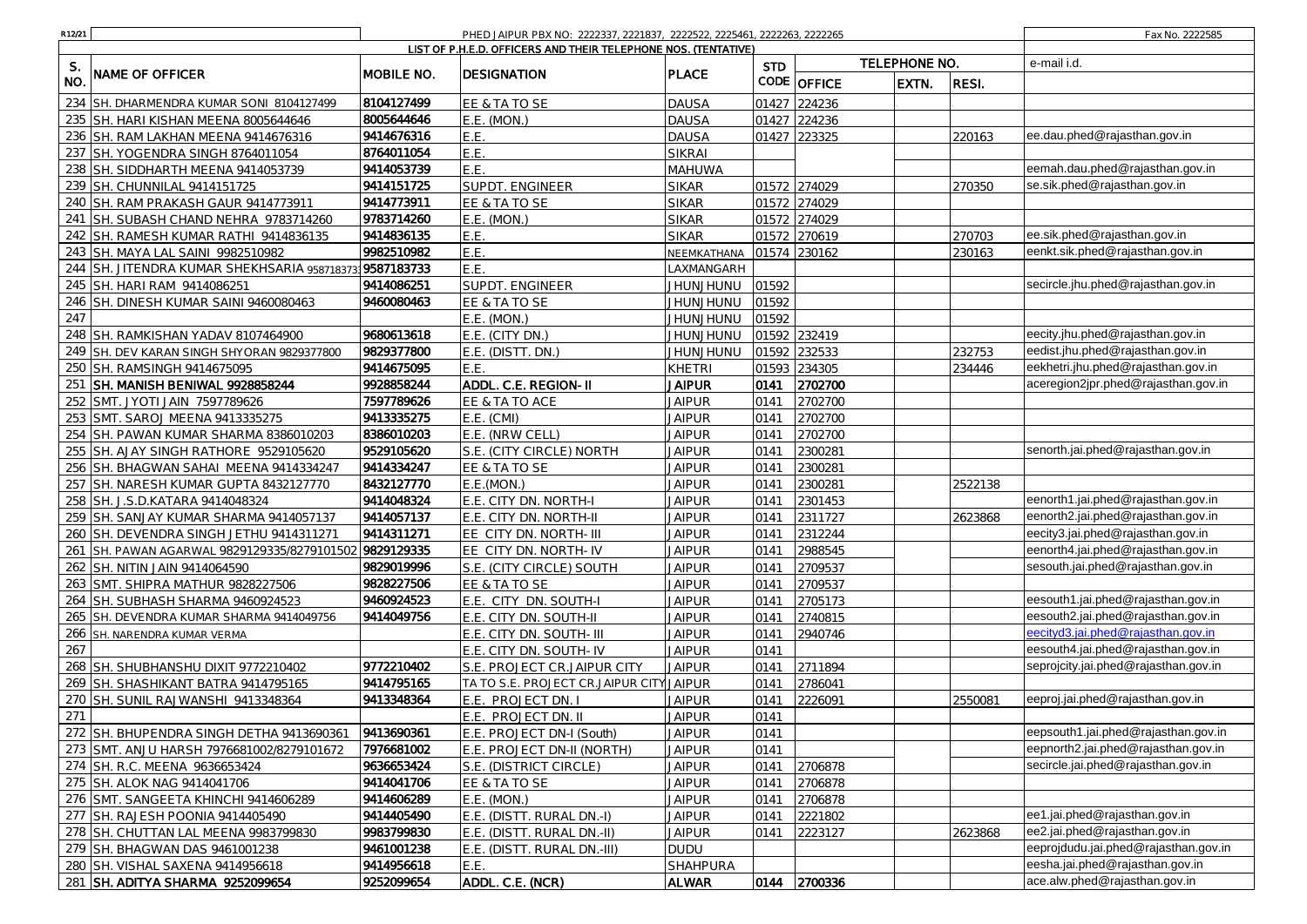R12/21

PHED JAIPUR PBX NO: 2222337, 2221837, 2222522, 2225461, 2222263, 2222265

Fax No. 2222585

**LIST OF P.H.E.D. OFFICERS AND THEIR TELEPHONE NOS. (TENTATIVE)**

| S. NO. | NAME OF OFFICER | MOBILE NO. | DESIGNATION | PLACE | STD CODE | TELEPHONE NO. | | | e-mail i.d. |
|---|---|---|---|---|---|---|---|---|---|
| | | | | | | OFFICE | EXTN. | RESI. | |
| 234 | SH. DHARMENDRA KUMAR SONI 8104127499 | 8104127499 | EE & TA TO SE | DAUSA | 01427 | 224236 | | | |
| 235 | SH. HARI KISHAN MEENA 8005644646 | 8005644646 | E.E. (MON.) | DAUSA | 01427 | 224236 | | | |
| 236 | SH. RAM LAKHAN MEENA 9414676316 | 9414676316 | E.E. | DAUSA | 01427 | 223325 | | 220163 | ee.dau.phed@rajasthan.gov.in |
| 237 | SH. YOGENDRA SINGH 8764011054 | 8764011054 | E.E. | SIKRAI | | | | | |
| 238 | SH. SIDDHARTH MEENA 9414053739 | 9414053739 | E.E. | MAHUWA | | | | | eemah.dau.phed@rajasthan.gov.in |
| 239 | SH. CHUNNILAL 9414151725 | 9414151725 | SUPDT. ENGINEER | SIKAR | 01572 | 274029 | | 270350 | se.sik.phed@rajasthan.gov.in |
| 240 | SH. RAM PRAKASH GAUR 9414773911 | 9414773911 | EE & TA TO SE | SIKAR | 01572 | 274029 | | | |
| 241 | SH. SUBASH CHAND NEHRA 9783714260 | 9783714260 | E.E. (MON.) | SIKAR | 01572 | 274029 | | | |
| 242 | SH. RAMESH KUMAR RATHI 9414836135 | 9414836135 | E.E. | SIKAR | 01572 | 270619 | | 270703 | ee.sik.phed@rajasthan.gov.in |
| 243 | SH. MAYA LAL SAINI 9982510982 | 9982510982 | E.E. | NEEMKATHANA | 01574 | 230162 | | 230163 | eenkt.sik.phed@rajasthan.gov.in |
| 244 | SH. JITENDRA KUMAR SHEKHSARIA 958718373 | 9587183733 | E.E. | LAXMANGARH | | | | | |
| 245 | SH. HARI RAM 9414086251 | 9414086251 | SUPDT. ENGINEER | JHUNJHUNU | 01592 | | | | secircle.jhu.phed@rajasthan.gov.in |
| 246 | SH. DINESH KUMAR SAINI 9460080463 | 9460080463 | EE & TA TO SE | JHUNJHUNU | 01592 | | | | |
| 247 | | | E.E. (MON.) | JHUNJHUNU | 01592 | | | | |
| 248 | SH. RAMKISHAN YADAV 8107464900 | 9680613618 | E.E. (CITY DN.) | JHUNJHUNU | 01592 | 232419 | | | eecity.jhu.phed@rajasthan.gov.in |
| 249 | SH. DEV KARAN SINGH SHYORAN 9829377800 | 9829377800 | E.E. (DISTT. DN.) | JHUNJHUNU | 01592 | 232533 | | 232753 | eedist.jhu.phed@rajasthan.gov.in |
| 250 | SH. RAMSINGH 9414675095 | 9414675095 | E.E. | KHETRI | 01593 | 234305 | | 234446 | eekhetri.jhu.phed@rajasthan.gov.in |
| 251 | **SH. MANISH BENIWAL 9928858244** | 9928858244 | **ADDL. C.E. REGION- II** | **JAIPUR** | **0141** | 2702700 | | | aceregion2jpr.phed@rajasthan.gov.in |
| 252 | SMT. JYOTI JAIN 7597789626 | 7597789626 | EE & TA TO ACE | JAIPUR | 0141 | 2702700 | | | |
| 253 | SMT. SAROJ MEENA 9413335275 | 9413335275 | E.E. (CMI) | JAIPUR | 0141 | 2702700 | | | |
| 254 | SH. PAWAN KUMAR SHARMA 8386010203 | 8386010203 | E.E. (NRW CELL) | JAIPUR | 0141 | 2702700 | | | |
| 255 | SH. AJAY SINGH RATHORE 9529105620 | 9529105620 | S.E. (CITY CIRCLE) NORTH | JAIPUR | 0141 | 2300281 | | | senorth.jai.phed@rajasthan.gov.in |
| 256 | SH. BHAGWAN SAHAI MEENA 9414334247 | 9414334247 | EE & TA TO SE | JAIPUR | 0141 | 2300281 | | | |
| 257 | SH. NARESH KUMAR GUPTA 8432127770 | 8432127770 | E.E.(MON.) | JAIPUR | 0141 | 2300281 | | 2522138 | |
| 258 | SH. J.S.D.KATARA 9414048324 | 9414048324 | E.E. CITY DN. NORTH-I | JAIPUR | 0141 | 2301453 | | | eenorth1.jai.phed@rajasthan.gov.in |
| 259 | SH. SANJAY KUMAR SHARMA 9414057137 | 9414057137 | E.E. CITY DN. NORTH-II | JAIPUR | 0141 | 2311727 | | 2623868 | eenorth2.jai.phed@rajasthan.gov.in |
| 260 | SH. DEVENDRA SINGH JETHU 9414311271 | 9414311271 | EE CITY DN. NORTH- III | JAIPUR | 0141 | 2312244 | | | eecity3.jai.phed@rajasthan.gov.in |
| 261 | SH. PAWAN AGARWAL 9829129335/8279101502 | 9829129335 | EE CITY DN. NORTH- IV | JAIPUR | 0141 | 2988545 | | | eenorth4.jai.phed@rajasthan.gov.in |
| 262 | SH. NITIN JAIN 9414064590 | 9829019996 | S.E. (CITY CIRCLE) SOUTH | JAIPUR | 0141 | 2709537 | | | sesouth.jai.phed@rajasthan.gov.in |
| 263 | SMT. SHIPRA MATHUR 9828227506 | 9828227506 | EE & TA TO SE | JAIPUR | 0141 | 2709537 | | | |
| 264 | SH. SUBHASH SHARMA 9460924523 | 9460924523 | E.E. CITY DN. SOUTH-I | JAIPUR | 0141 | 2705173 | | | eesouth1.jai.phed@rajasthan.gov.in |
| 265 | SH. DEVENDRA KUMAR SHARMA 9414049756 | 9414049756 | E.E. CITY DN. SOUTH-II | JAIPUR | 0141 | 2740815 | | | eesouth2.jai.phed@rajasthan.gov.in |
| 266 | SH. NARENDRA KUMAR VERMA | | E.E. CITY DN. SOUTH- III | JAIPUR | 0141 | 2940746 | | | eecityd3.jai.phed@rajasthan.gov.in |
| 267 | | | E.E. CITY DN. SOUTH- IV | JAIPUR | 0141 | | | | eesouth4.jai.phed@rajasthan.gov.in |
| 268 | SH. SHUBHANSHU DIXIT 9772210402 | 9772210402 | S.E. PROJECT CR.JAIPUR CITY | JAIPUR | 0141 | 2711894 | | | seprojcity.jai.phed@rajasthan.gov.in |
| 269 | SH. SHASHIKANT BATRA 9414795165 | 9414795165 | TA TO S.E. PROJECT CR.JAIPUR CITY | JAIPUR | 0141 | 2786041 | | | |
| 270 | SH. SUNIL RAJWANSHI 9413348364 | 9413348364 | E.E. PROJECT DN. I | JAIPUR | 0141 | 2226091 | | 2550081 | eeproj.jai.phed@rajasthan.gov.in |
| 271 | | | E.E. PROJECT DN. II | JAIPUR | 0141 | | | | |
| 272 | SH. BHUPENDRA SINGH DETHA 9413690361 | 9413690361 | E.E. PROJECT DN-I (South) | JAIPUR | 0141 | | | | eepsouth1.jai.phed@rajasthan.gov.in |
| 273 | SMT. ANJU HARSH 7976681002/8279101672 | 7976681002 | E.E. PROJECT DN-II (NORTH) | JAIPUR | 0141 | | | | eepnorth2.jai.phed@rajasthan.gov.in |
| 274 | SH. R.C. MEENA 9636653424 | 9636653424 | S.E. (DISTRICT CIRCLE) | JAIPUR | 0141 | 2706878 | | | secircle.jai.phed@rajasthan.gov.in |
| 275 | SH. ALOK NAG 9414041706 | 9414041706 | EE & TA TO SE | JAIPUR | 0141 | 2706878 | | | |
| 276 | SMT. SANGEETA KHINCHI 9414606289 | 9414606289 | E.E. (MON.) | JAIPUR | 0141 | 2706878 | | | |
| 277 | SH. RAJESH POONIA 9414405490 | 9414405490 | E.E. (DISTT. RURAL DN.-I) | JAIPUR | 0141 | 2221802 | | | ee1.jai.phed@rajasthan.gov.in |
| 278 | SH. CHUTTAN LAL MEENA 9983799830 | 9983799830 | E.E. (DISTT. RURAL DN.-II) | JAIPUR | 0141 | 2223127 | | 2623868 | ee2.jai.phed@rajasthan.gov.in |
| 279 | SH. BHAGWAN DAS 9461001238 | 9461001238 | E.E. (DISTT. RURAL DN.-III) | DUDU | | | | | eeprojdudu.jai.phed@rajasthan.gov.in |
| 280 | SH. VISHAL SAXENA 9414956618 | 9414956618 | E.E. | SHAHPURA | | | | | eesha.jai.phed@rajasthan.gov.in |
| 281 | **SH. ADITYA SHARMA 9252099654** | 9252099654 | **ADDL. C.E. (NCR)** | **ALWAR** | **0144** | **2700336** | | | ace.alw.phed@rajasthan.gov.in |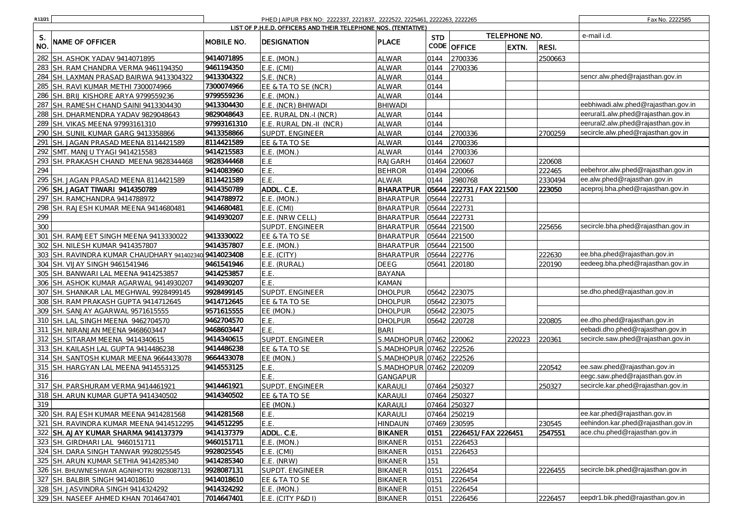PHED JAIPUR PBX NO: 2222337, 2221837, 2222522, 2225461, 2222263, 2222265 Fax No. 2222585

LIST OF P.H.E.D. OFFICERS AND THEIR TELEPHONE NOS. (TENTATIVE)

| S. NO. | NAME OF OFFICER | MOBILE NO. | DESIGNATION | PLACE | STD CODE | TELEPHONE NO. | | | e-mail i.d. |
|---|---|---|---|---|---|---|---|---|---|
| | | | | | | OFFICE | EXTN. | RESI. | |
| 282 | SH. ASHOK YADAV 9414071895 | 9414071895 | E.E. (MON.) | ALWAR | 0144 | 2700336 | | 2500663 | |
| 283 | SH. RAM CHANDRA VERMA 9461194350 | 9461194350 | E.E. (CMI) | ALWAR | 0144 | 2700336 | | | |
| 284 | SH. LAXMAN PRASAD BAIRWA 9413304322 | 9413304322 | S.E. (NCR) | ALWAR | 0144 | | | | sencr.alw.phed@rajasthan.gov.in |
| 285 | SH. RAVI KUMAR METHI 7300074966 | 7300074966 | EE & TA TO SE (NCR) | ALWAR | 0144 | | | | |
| 286 | SH. BRIJ KISHORE ARYA 9799559236 | 9799559236 | E.E. (MON.) | ALWAR | 0144 | | | | |
| 287 | SH. RAMESH CHAND SAINI 9413304430 | 9413304430 | E.E. (NCR) BHIWADI | BHIWADI | | | | | eebhiwadi.alw.phed@rajasthan.gov.in |
| 288 | SH. DHARMENDRA YADAV 9829048643 | 9829048643 | EE. RURAL DN.-I (NCR) | ALWAR | 0144 | | | | eerural1.alw.phed@rajasthan.gov.in |
| 289 | SH. VIKAS MEENA 97993161310 | 97993161310 | E.E. RURAL DN.-II (NCR) | ALWAR | 0144 | | | | eerural2.alw.phed@rajasthan.gov.in |
| 290 | SH. SUNIL KUMAR GARG 9413358866 | 9413358866 | SUPDT. ENGINEER | ALWAR | 0144 | 2700336 | | 2700259 | secircle.alw.phed@rajasthan.gov.in |
| 291 | SH. JAGAN PRASAD MEENA 8114421589 | 8114421589 | EE & TA TO SE | ALWAR | 0144 | 2700336 | | | |
| 292 | SMT. MANJU TYAGI 9414215583 | 9414215583 | E.E. (MON.) | ALWAR | 0144 | 2700336 | | | |
| 293 | SH. PRAKASH CHAND MEENA 9828344468 | 9828344468 | E.E | RAJGARH | 01464 | 220607 | | 220608 | |
| 294 | | 9414083960 | E.E. | BEHROR | 01494 | 220066 | | 222465 | eebehror.alw.phed@rajasthan.gov.in |
| 295 | SH. JAGAN PRASAD MEENA 8114421589 | 8114421589 | E.E. | ALWAR | 0144 | 2980768 | | 2330494 | ee.alw.phed@rajasthan.gov.in |
| 296 | **SH. JAGAT TIWARI 9414350789** | 9414350789 | **ADDL. C.E.** | **BHARATPUR** | **05644** | **222731 / FAX 221500** | | **223050** | aceproj.bha.phed@rajasthan.gov.in |
| 297 | SH. RAMCHANDRA 9414788972 | 9414788972 | E.E. (MON.) | BHARATPUR | 05644 | 222731 | | | |
| 298 | SH. RAJESH KUMAR MEENA 9414680481 | 9414680481 | E.E. (CMI) | BHARATPUR | 05644 | 222731 | | | |
| 299 | | 9414930207 | E.E. (NRW CELL) | BHARATPUR | 05644 | 222731 | | | |
| 300 | | | SUPDT. ENGINEER | BHARATPUR | 05644 | 221500 | | 225656 | secircle.bha.phed@rajasthan.gov.in |
| 301 | SH. RAMJEET SINGH MEENA 9413330022 | 9413330022 | EE & TA TO SE | BHARATPUR | 05644 | 221500 | | | |
| 302 | SH. NILESH KUMAR 9414357807 | 9414357807 | E.E. (MON.) | BHARATPUR | 05644 | 221500 | | | |
| 303 | SH. RAVINDRA KUMAR CHAUDHARY 9414023408 | 9414023408 | E.E. (CITY) | BHARATPUR | 05644 | 222776 | | 222630 | ee.bha.phed@rajasthan.gov.in |
| 304 | SH. VIJAY SINGH 9461541946 | 9461541946 | E.E. (RURAL) | DEEG | 05641 | 220180 | | 220190 | eedeeg.bha.phed@rajasthan.gov.in |
| 305 | SH. BANWARI LAL MEENA 9414253857 | 9414253857 | E.E. | BAYANA | | | | | |
| 306 | SH. ASHOK KUMAR AGARWAL 9414930207 | 9414930207 | E.E. | KAMAN | | | | | |
| 307 | SH. SHANKAR LAL MEGHWAL 9928499145 | 9928499145 | SUPDT. ENGINEER | DHOLPUR | 05642 | 223075 | | | se.dho.phed@rajasthan.gov.in |
| 308 | SH. RAM PRAKASH GUPTA 9414712645 | 9414712645 | EE & TA TO SE | DHOLPUR | 05642 | 223075 | | | |
| 309 | SH. SANJAY AGARWAL 9571615555 | 9571615555 | EE (MON.) | DHOLPUR | 05642 | 223075 | | | |
| 310 | SH. LAL SINGH MEENA 9462704570 | 9462704570 | E.E. | DHOLPUR | 05642 | 220728 | | 220805 | ee.dho.phed@rajasthan.gov.in |
| 311 | SH. NIRANJAN MEENA 9468603447 | 9468603447 | E.E. | BARI | | | | | eebadi.dho.phed@rajasthan.gov.in |
| 312 | SH. SITARAM MEENA 9414340615 | 9414340615 | SUPDT. ENGINEER | S.MADHOPUR | 07462 | 220062 | 220223 | 220361 | secircle.saw.phed@rajasthan.gov.in |
| 313 | SH. KAILASH LAL GUPTA 9414486238 | 9414486238 | EE & TA TO SE | S.MADHOPUR | 07462 | 222526 | | | |
| 314 | SH. SANTOSH KUMAR MEENA 9664433078 | 9664433078 | EE (MON.) | S.MADHOPUR | 07462 | 222526 | | | |
| 315 | SH. HARGYAN LAL MEENA 9414553125 | 9414553125 | E.E. | S.MADHOPUR | 07462 | 220209 | | 220542 | ee.saw.phed@rajasthan.gov.in |
| 316 | | | E.E. | GANGAPUR | | | | | eegc.saw.phed@rajasthan.gov.in |
| 317 | SH. PARSHURAM VERMA 9414461921 | 9414461921 | SUPDT. ENGINEER | KARAULI | 07464 | 250327 | | 250327 | secircle.kar.phed@rajasthan.gov.in |
| 318 | SH. ARUN KUMAR GUPTA 9414340502 | 9414340502 | EE & TA TO SE | KARAULI | 07464 | 250327 | | | |
| 319 | | | EE (MON.) | KARAULI | 07464 | 250327 | | | |
| 320 | SH. RAJESH KUMAR MEENA 9414281568 | 9414281568 | E.E. | KARAULI | 07464 | 250219 | | | ee.kar.phed@rajasthan.gov.in |
| 321 | SH. RAVINDRA KUMAR MEENA 9414512295 | 9414512295 | E.E. | HINDAUN | 07469 | 230595 | | 230545 | eehindon.kar.phed@rajasthan.gov.in |
| 322 | **SH. AJAY KUMAR SHARMA 9414137379** | 9414137379 | **ADDL. C.E.** | **BIKANER** | **0151** | **2226451/FAX 2226451** | | **2547551** | ace.chu.phed@rajasthan.gov.in |
| 323 | SH. GIRDHARI LAL 9460151711 | 9460151711 | E.E. (MON.) | BIKANER | 0151 | 2226453 | | | |
| 324 | SH. DARA SINGH TANWAR 9928025545 | 9928025545 | E.E. (CMI) | BIKANER | 0151 | 2226453 | | | |
| 325 | SH. ARUN KUMAR SETHIA 9414285340 | 9414285340 | E.E. (NRW) | BIKANER | 151 | | | | |
| 326 | SH. BHUWNESHWAR AGNIHOTRI 9928087131 | 9928087131 | SUPDT. ENGINEER | BIKANER | 0151 | 2226454 | | 2226455 | secircle.bik.phed@rajasthan.gov.in |
| 327 | SH. BALBIR SINGH 9414018610 | 9414018610 | EE & TA TO SE | BIKANER | 0151 | 2226454 | | | |
| 328 | SH. JASVINDRA SINGH 9414324292 | 9414324292 | E.E. (MON.) | BIKANER | 0151 | 2226454 | | | |
| 329 | SH. NASEEF AHMED KHAN 7014647401 | 7014647401 | E.E. (CITY P&D I) | BIKANER | 0151 | 2226456 | | 2226457 | eepdr1.bik.phed@rajasthan.gov.in |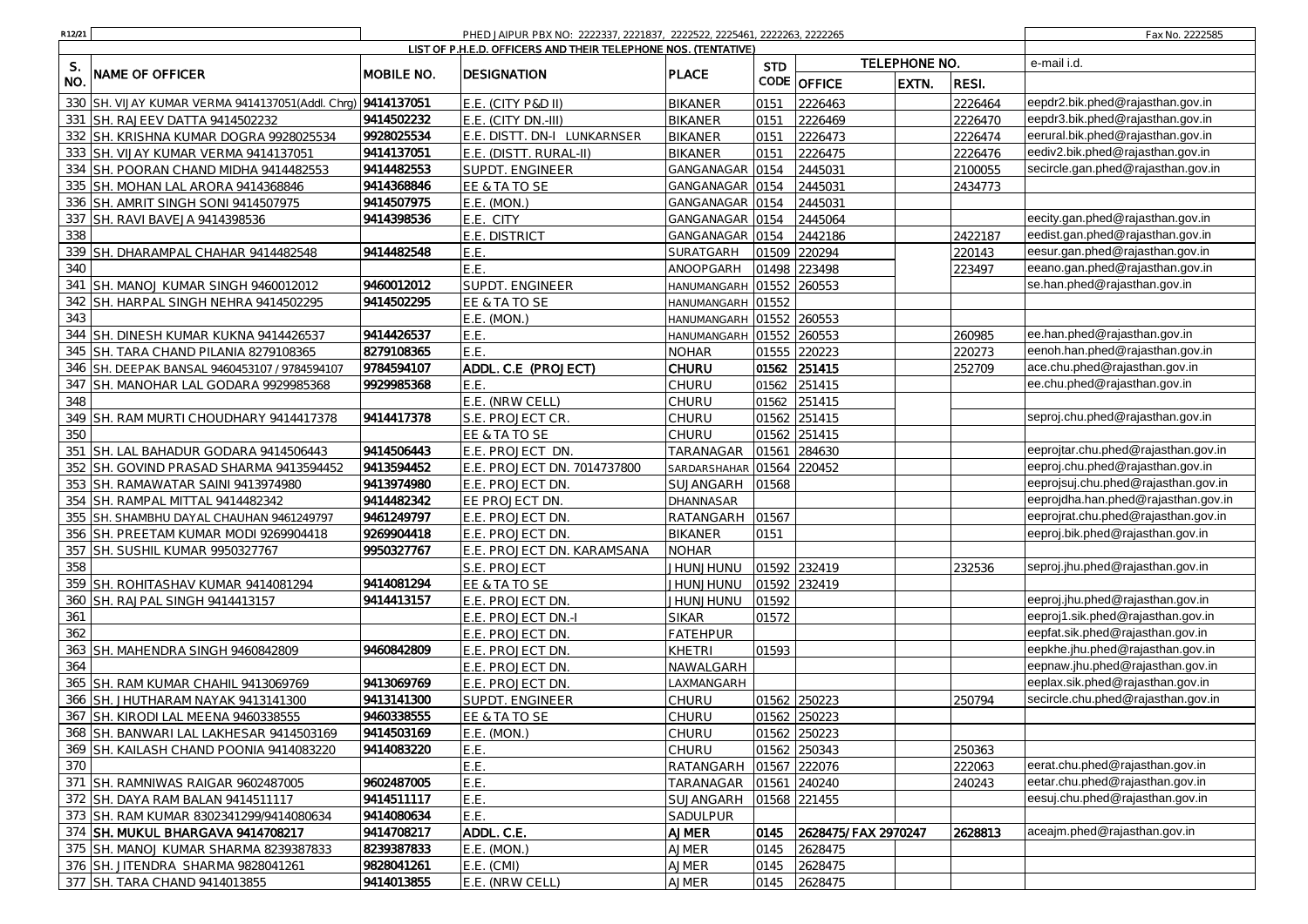PHED JAIPUR PBX NO: 2222337, 2221837, 2222522, 2225461, 2222263, 2222265 | Fax No. 2222585

LIST OF P.H.E.D. OFFICERS AND THEIR TELEPHONE NOS. (TENTATIVE)

| S. NO. | NAME OF OFFICER | MOBILE NO. | DESIGNATION | PLACE | STD CODE | TELEPHONE NO. OFFICE | EXTN. | RESI. | e-mail i.d. |
|---|---|---|---|---|---|---|---|---|---|
| 330 | SH. VIJAY KUMAR VERMA 9414137051(Addl. Chrg) | 9414137051 | E.E. (CITY P&D II) | BIKANER | 0151 | 2226463 | | 2226464 | eepdr2.bik.phed@rajasthan.gov.in |
| 331 | SH. RAJEEV DATTA 9414502232 | 9414502232 | E.E. (CITY DN.-III) | BIKANER | 0151 | 2226469 | | 2226470 | eepdr3.bik.phed@rajasthan.gov.in |
| 332 | SH. KRISHNA KUMAR DOGRA 9928025534 | 9928025534 | E.E. DISTT. DN-I LUNKARNSER | BIKANER | 0151 | 2226473 | | 2226474 | eerural.bik.phed@rajasthan.gov.in |
| 333 | SH. VIJAY KUMAR VERMA 9414137051 | 9414137051 | E.E. (DISTT. RURAL-II) | BIKANER | 0151 | 2226475 | | 2226476 | eediv2.bik.phed@rajasthan.gov.in |
| 334 | SH. POORAN CHAND MIDHA 9414482553 | 9414482553 | SUPDT. ENGINEER | GANGANAGAR | 0154 | 2445031 | | 2100055 | secircle.gan.phed@rajasthan.gov.in |
| 335 | SH. MOHAN LAL ARORA 9414368846 | 9414368846 | EE & TA TO SE | GANGANAGAR | 0154 | 2445031 | | 2434773 | |
| 336 | SH. AMRIT SINGH SONI 9414507975 | 9414507975 | E.E. (MON.) | GANGANAGAR | 0154 | 2445031 | | | |
| 337 | SH. RAVI BAVEJA 9414398536 | 9414398536 | E.E. CITY | GANGANAGAR | 0154 | 2445064 | | | eecity.gan.phed@rajasthan.gov.in |
| 338 | | | E.E. DISTRICT | GANGANAGAR | 0154 | 2442186 | | 2422187 | eedist.gan.phed@rajasthan.gov.in |
| 339 | SH. DHARAMPAL CHAHAR 9414482548 | 9414482548 | E.E. | SURATGARH | 01509 | 220294 | | 220143 | eesur.gan.phed@rajasthan.gov.in |
| 340 | | | E.E. | ANOOPGARH | 01498 | 223498 | | 223497 | eeano.gan.phed@rajasthan.gov.in |
| 341 | SH. MANOJ KUMAR SINGH 9460012012 | 9460012012 | SUPDT. ENGINEER | HANUMANGARH | 01552 | 260553 | | | se.han.phed@rajasthan.gov.in |
| 342 | SH. HARPAL SINGH NEHRA 9414502295 | 9414502295 | EE & TA TO SE | HANUMANGARH | 01552 | | | | |
| 343 | | | E.E. (MON.) | HANUMANGARH | 01552 | 260553 | | | |
| 344 | SH. DINESH KUMAR KUKNA 9414426537 | 9414426537 | E.E. | HANUMANGARH | 01552 | 260553 | | 260985 | ee.han.phed@rajasthan.gov.in |
| 345 | SH. TARA CHAND PILANIA 8279108365 | 8279108365 | E.E. | NOHAR | 01555 | 220223 | | 220273 | eenoh.han.phed@rajasthan.gov.in |
| 346 | SH. DEEPAK BANSAL 9460453107 / 9784594107 | 9784594107 | **ADDL. C.E (PROJECT)** | **CHURU** | **01562** | **251415** | | 252709 | ace.chu.phed@rajasthan.gov.in |
| 347 | SH. MANOHAR LAL GODARA 9929985368 | 9929985368 | E.E. | CHURU | 01562 | 251415 | | | ee.chu.phed@rajasthan.gov.in |
| 348 | | | E.E. (NRW CELL) | CHURU | 01562 | 251415 | | | |
| 349 | SH. RAM MURTI CHOUDHARY 9414417378 | 9414417378 | S.E. PROJECT CR. | CHURU | 01562 | 251415 | | | seproj.chu.phed@rajasthan.gov.in |
| 350 | | | EE & TA TO SE | CHURU | 01562 | 251415 | | | |
| 351 | SH. LAL BAHADUR GODARA 9414506443 | 9414506443 | E.E. PROJECT DN. | TARANAGAR | 01561 | 284630 | | | eeprojtar.chu.phed@rajasthan.gov.in |
| 352 | SH. GOVIND PRASAD SHARMA 9413594452 | 9413594452 | E.E. PROJECT DN. 7014737800 | SARDARSHAHAR | 01564 | 220452 | | | eeproj.chu.phed@rajasthan.gov.in |
| 353 | SH. RAMAWATAR SAINI 9413974980 | 9413974980 | E.E. PROJECT DN. | SUJANGARH | 01568 | | | | eeprojsuj.chu.phed@rajasthan.gov.in |
| 354 | SH. RAMPAL MITTAL 9414482342 | 9414482342 | EE PROJECT DN. | DHANNASAR | | | | | eeprojdha.han.phed@rajasthan.gov.in |
| 355 | SH. SHAMBHU DAYAL CHAUHAN 9461249797 | 9461249797 | E.E. PROJECT DN. | RATANGARH | 01567 | | | | eeprojrat.chu.phed@rajasthan.gov.in |
| 356 | SH. PREETAM KUMAR MODI 9269904418 | 9269904418 | E.E. PROJECT DN. | BIKANER | 0151 | | | | eeproj.bik.phed@rajasthan.gov.in |
| 357 | SH. SUSHIL KUMAR 9950327767 | 9950327767 | E.E. PROJECT DN. KARAMSANA | NOHAR | | | | | |
| 358 | | | S.E. PROJECT | JHUNJHUNU | 01592 | 232419 | | 232536 | seproj.jhu.phed@rajasthan.gov.in |
| 359 | SH. ROHITASHAV KUMAR 9414081294 | 9414081294 | EE & TA TO SE | JHUNJHUNU | 01592 | 232419 | | | |
| 360 | SH. RAJPAL SINGH 9414413157 | 9414413157 | E.E. PROJECT DN. | JHUNJHUNU | 01592 | | | | eeproj.jhu.phed@rajasthan.gov.in |
| 361 | | | E.E. PROJECT DN.-I | SIKAR | 01572 | | | | eeproj1.sik.phed@rajasthan.gov.in |
| 362 | | | E.E. PROJECT DN. | FATEHPUR | | | | | eepfat.sik.phed@rajasthan.gov.in |
| 363 | SH. MAHENDRA SINGH 9460842809 | 9460842809 | E.E. PROJECT DN. | KHETRI | 01593 | | | | eepkhe.jhu.phed@rajasthan.gov.in |
| 364 | | | E.E. PROJECT DN. | NAWALGARH | | | | | eepnaw.jhu.phed@rajasthan.gov.in |
| 365 | SH. RAM KUMAR CHAHIL 9413069769 | 9413069769 | E.E. PROJECT DN. | LAXMANGARH | | | | | eeplax.sik.phed@rajasthan.gov.in |
| 366 | SH. JHUTHARAM NAYAK 9413141300 | 9413141300 | SUPDT. ENGINEER | CHURU | 01562 | 250223 | | 250794 | secircle.chu.phed@rajasthan.gov.in |
| 367 | SH. KIRODI LAL MEENA 9460338555 | 9460338555 | EE & TA TO SE | CHURU | 01562 | 250223 | | | |
| 368 | SH. BANWARI LAL LAKHESAR 9414503169 | 9414503169 | E.E. (MON.) | CHURU | 01562 | 250223 | | | |
| 369 | SH. KAILASH CHAND POONIA 9414083220 | 9414083220 | E.E. | CHURU | 01562 | 250343 | | 250363 | |
| 370 | | | E.E. | RATANGARH | 01567 | 222076 | | 222063 | eerat.chu.phed@rajasthan.gov.in |
| 371 | SH. RAMNIWAS RAIGAR 9602487005 | 9602487005 | E.E. | TARANAGAR | 01561 | 240240 | | 240243 | eetar.chu.phed@rajasthan.gov.in |
| 372 | SH. DAYA RAM BALAN 9414511117 | 9414511117 | E.E. | SUJANGARH | 01568 | 221455 | | | eesuj.chu.phed@rajasthan.gov.in |
| 373 | SH. RAM KUMAR 8302341299/9414080634 | 9414080634 | E.E. | SADULPUR | | | | | |
| 374 | **SH. MUKUL BHARGAVA 9414708217** | 9414708217 | **ADDL. C.E.** | **AJMER** | **0145** | **2628475/FAX 2970247** | | **2628813** | aceajm.phed@rajasthan.gov.in |
| 375 | SH. MANOJ KUMAR SHARMA 8239387833 | 8239387833 | E.E. (MON.) | AJMER | 0145 | 2628475 | | | |
| 376 | SH. JITENDRA SHARMA 9828041261 | 9828041261 | E.E. (CMI) | AJMER | 0145 | 2628475 | | | |
| 377 | SH. TARA CHAND 9414013855 | 9414013855 | E.E. (NRW CELL) | AJMER | 0145 | 2628475 | | | |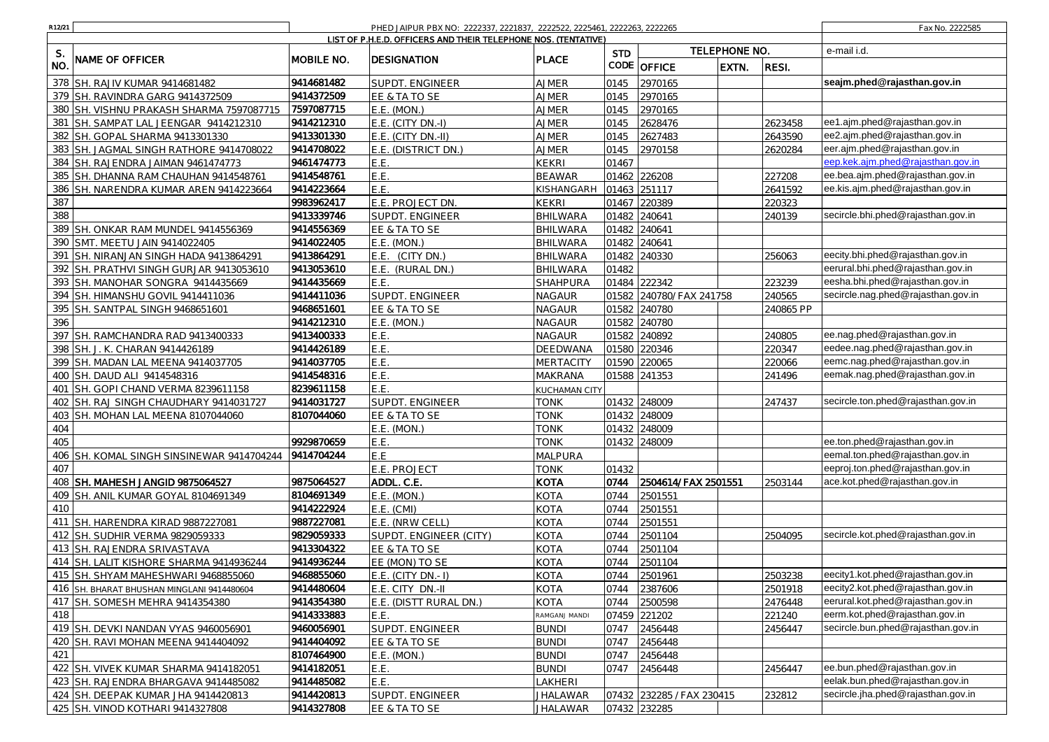R12/21 PHED JAIPUR PBX NO: 2222337, 2221837, 2222522, 2225461, 2222263, 2222265 Fax No. 2222585

LIST OF P.H.E.D. OFFICERS AND THEIR TELEPHONE NOS. (TENTATIVE)

| S. NO. | NAME OF OFFICER | MOBILE NO. | DESIGNATION | PLACE | STD CODE | TELEPHONE NO. | | | e-mail i.d. |
|---|---|---|---|---|---|---|---|---|---|
| | | | | | | OFFICE | EXTN. | RESI. | |
| 378 | SH. RAJIV KUMAR 9414681482 | 9414681482 | SUPDT. ENGINEER | AJMER | 0145 | 2970165 | | | **seajm.phed@rajasthan.gov.in** |
| 379 | SH. RAVINDRA GARG 9414372509 | 9414372509 | EE & TA TO SE | AJMER | 0145 | 2970165 | | | |
| 380 | SH. VISHNU PRAKASH SHARMA 7597087715 | 7597087715 | E.E. (MON.) | AJMER | 0145 | 2970165 | | | |
| 381 | SH. SAMPAT LAL JEENGAR 9414212310 | 9414212310 | E.E. (CITY DN.-I) | AJMER | 0145 | 2628476 | | 2623458 | ee1.ajm.phed@rajasthan.gov.in |
| 382 | SH. GOPAL SHARMA 9413301330 | 9413301330 | E.E. (CITY DN.-II) | AJMER | 0145 | 2627483 | | 2643590 | ee2.ajm.phed@rajasthan.gov.in |
| 383 | SH. JAGMAL SINGH RATHORE 9414708022 | 9414708022 | E.E. (DISTRICT DN.) | AJMER | 0145 | 2970158 | | 2620284 | eer.ajm.phed@rajasthan.gov.in |
| 384 | SH. RAJENDRA JAIMAN 9461474773 | 9461474773 | E.E. | KEKRI | 01467 | | | | eep.kek.ajm.phed@rajasthan.gov.in |
| 385 | SH. DHANNA RAM CHAUHAN 9414548761 | 9414548761 | E.E. | BEAWAR | 01462 | 226208 | | 227208 | ee.bea.ajm.phed@rajasthan.gov.in |
| 386 | SH. NARENDRA KUMAR AREN 9414223664 | 9414223664 | E.E. | KISHANGARH | 01463 | 251117 | | 2641592 | ee.kis.ajm.phed@rajasthan.gov.in |
| 387 | | 9983962417 | E.E. PROJECT DN. | KEKRI | 01467 | 220389 | | 220323 | |
| 388 | | 9413339746 | SUPDT. ENGINEER | BHILWARA | 01482 | 240641 | | 240139 | secircle.bhi.phed@rajasthan.gov.in |
| 389 | SH. ONKAR RAM MUNDEL 9414556369 | 9414556369 | EE & TA TO SE | BHILWARA | 01482 | 240641 | | | |
| 390 | SMT. MEETU JAIN 9414022405 | 9414022405 | E.E. (MON.) | BHILWARA | 01482 | 240641 | | | |
| 391 | SH. NIRANJAN SINGH HADA 9413864291 | 9413864291 | E.E. (CITY DN.) | BHILWARA | 01482 | 240330 | | 256063 | eecity.bhi.phed@rajasthan.gov.in |
| 392 | SH. PRATHVI SINGH GURJAR 9413053610 | 9413053610 | E.E. (RURAL DN.) | BHILWARA | 01482 | | | | eerural.bhi.phed@rajasthan.gov.in |
| 393 | SH. MANOHAR SONGRA 9414435669 | 9414435669 | E.E. | SHAHPURA | 01484 | 222342 | | 223239 | eesha.bhi.phed@rajasthan.gov.in |
| 394 | SH. HIMANSHU GOVIL 9414411036 | 9414411036 | SUPDT. ENGINEER | NAGAUR | 01582 | 240780/ FAX 241758 | | 240565 | secircle.nag.phed@rajasthan.gov.in |
| 395 | SH. SANTPAL SINGH 9468651601 | 9468651601 | EE & TA TO SE | NAGAUR | 01582 | 240780 | | 240865 PP | |
| 396 | | 9414212310 | E.E. (MON.) | NAGAUR | 01582 | 240780 | | | |
| 397 | SH. RAMCHANDRA RAD 9413400333 | 9413400333 | E.E. | NAGAUR | 01582 | 240892 | | 240805 | ee.nag.phed@rajasthan.gov.in |
| 398 | SH. J. K. CHARAN 9414426189 | 9414426189 | E.E. | DEEDWANA | 01580 | 220346 | | 220347 | eedee.nag.phed@rajasthan.gov.in |
| 399 | SH. MADAN LAL MEENA 9414037705 | 9414037705 | E.E. | MERTACITY | 01590 | 220065 | | 220066 | eemc.nag.phed@rajasthan.gov.in |
| 400 | SH. DAUD ALI 9414548316 | 9414548316 | E.E. | MAKRANA | 01588 | 241353 | | 241496 | eemak.nag.phed@rajasthan.gov.in |
| 401 | SH. GOPI CHAND VERMA 8239611158 | 8239611158 | E.E. | KUCHAMAN CITY | | | | | |
| 402 | SH. RAJ SINGH CHAUDHARY 9414031727 | 9414031727 | SUPDT. ENGINEER | TONK | 01432 | 248009 | | 247437 | secircle.ton.phed@rajasthan.gov.in |
| 403 | SH. MOHAN LAL MEENA 8107044060 | 8107044060 | EE & TA TO SE | TONK | 01432 | 248009 | | | |
| 404 | | | E.E. (MON.) | TONK | 01432 | 248009 | | | |
| 405 | | 9929870659 | E.E. | TONK | 01432 | 248009 | | | ee.ton.phed@rajasthan.gov.in |
| 406 | SH. KOMAL SINGH SINSINEWAR 9414704244 | 9414704244 | E.E | MALPURA | | | | | eemal.ton.phed@rajasthan.gov.in |
| 407 | | | E.E. PROJECT | TONK | 01432 | | | | eeproj.ton.phed@rajasthan.gov.in |
| 408 | **SH. MAHESH JANGID 9875064527** | **9875064527** | **ADDL. C.E.** | **KOTA** | **0744** | **2504614/FAX 2501551** | | 2503144 | ace.kot.phed@rajasthan.gov.in |
| 409 | SH. ANIL KUMAR GOYAL 8104691349 | 8104691349 | E.E. (MON.) | KOTA | 0744 | 2501551 | | | |
| 410 | | 9414222924 | E.E. (CMI) | KOTA | 0744 | 2501551 | | | |
| 411 | SH. HARENDRA KIRAD 9887227081 | 9887227081 | E.E. (NRW CELL) | KOTA | 0744 | 2501551 | | | |
| 412 | SH. SUDHIR VERMA 9829059333 | 9829059333 | SUPDT. ENGINEER (CITY) | KOTA | 0744 | 2501104 | | 2504095 | secircle.kot.phed@rajasthan.gov.in |
| 413 | SH. RAJENDRA SRIVASTAVA | 9413304322 | EE & TA TO SE | KOTA | 0744 | 2501104 | | | |
| 414 | SH. LALIT KISHORE SHARMA 9414936244 | 9414936244 | EE (MON) TO SE | KOTA | 0744 | 2501104 | | | |
| 415 | SH. SHYAM MAHESHWARI 9468855060 | 9468855060 | E.E. (CITY DN.- I) | KOTA | 0744 | 2501961 | | 2503238 | eecity1.kot.phed@rajasthan.gov.in |
| 416 | SH. BHARAT BHUSHAN MINGLANI 9414480604 | 9414480604 | E.E. CITY DN.-II | KOTA | 0744 | 2387606 | | 2501918 | eecity2.kot.phed@rajasthan.gov.in |
| 417 | SH. SOMESH MEHRA 9414354380 | 9414354380 | E.E. (DISTT RURAL DN.) | KOTA | 0744 | 2500598 | | 2476448 | eerural.kot.phed@rajasthan.gov.in |
| 418 | | 9414333883 | E.E. | RAMGANJ MANDI | 07459 | 221202 | | 221240 | eerm.kot.phed@rajasthan.gov.in |
| 419 | SH. DEVKI NANDAN VYAS 9460056901 | 9460056901 | SUPDT. ENGINEER | BUNDI | 0747 | 2456448 | | 2456447 | secircle.bun.phed@rajasthan.gov.in |
| 420 | SH. RAVI MOHAN MEENA 9414404092 | 9414404092 | EE & TA TO SE | BUNDI | 0747 | 2456448 | | | |
| 421 | | 8107464900 | E.E. (MON.) | BUNDI | 0747 | 2456448 | | | |
| 422 | SH. VIVEK KUMAR SHARMA 9414182051 | 9414182051 | E.E. | BUNDI | 0747 | 2456448 | | 2456447 | ee.bun.phed@rajasthan.gov.in |
| 423 | SH. RAJENDRA BHARGAVA 9414485082 | 9414485082 | E.E. | LAKHERI | | | | | eelak.bun.phed@rajasthan.gov.in |
| 424 | SH. DEEPAK KUMAR JHA 9414420813 | 9414420813 | SUPDT. ENGINEER | JHALAWAR | 07432 | 232285 / FAX 230415 | | 232812 | secircle.jha.phed@rajasthan.gov.in |
| 425 | SH. VINOD KOTHARI 9414327808 | 9414327808 | EE & TA TO SE | JHALAWAR | 07432 | 232285 | | | |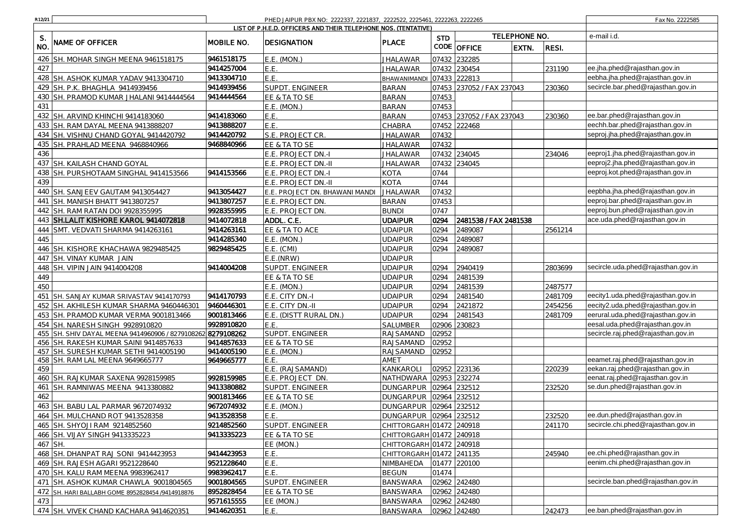PHED JAIPUR PBX NO: 2222337, 2221837, 2222522, 2225461, 2222263, 2222265 — Fax No. 2222585

LIST OF P.H.E.D. OFFICERS AND THEIR TELEPHONE NOS. (TENTATIVE)

| S. NO. | NAME OF OFFICER | MOBILE NO. | DESIGNATION | PLACE | STD CODE | TELEPHONE NO. | | | e-mail i.d. |
|---|---|---|---|---|---|---|---|---|---|
| | | | | | | OFFICE | EXTN. | RESI. | |
| 426 | SH. MOHAR SINGH MEENA 9461518175 | 9461518175 | E.E. (MON.) | JHALAWAR | 07432 | 232285 | | | |
| 427 | | 9414257004 | E.E. | JHALAWAR | 07432 | 230454 | | 231190 | ee.jha.phed@rajasthan.gov.in |
| 428 | SH. ASHOK KUMAR YADAV 9413304710 | 9413304710 | E.E. | BHAWANIMANDI | 07433 | 222813 | | | eebha.jha.phed@rajasthan.gov.in |
| 429 | SH. P.K. BHAGHLA 9414939456 | 9414939456 | SUPDT. ENGINEER | BARAN | 07453 | 237052 / FAX 237043 | | 230360 | secircle.bar.phed@rajasthan.gov.in |
| 430 | SH. PRAMOD KUMAR JHALANI 9414444564 | 9414444564 | EE & TA TO SE | BARAN | 07453 | | | | |
| 431 | | | E.E. (MON.) | BARAN | 07453 | | | | |
| 432 | SH. ARVIND KHINCHI 9414183060 | 9414183060 | E.E. | BARAN | 07453 | 237052 / FAX 237043 | | 230360 | ee.bar.phed@rajasthan.gov.in |
| 433 | SH. RAM DAYAL MEENA 9413888207 | 9413888207 | E.E. | CHABRA | 07452 | 222468 | | | eechh.bar.phed@rajasthan.gov.in |
| 434 | SH. VISHNU CHAND GOYAL 9414420792 | 9414420792 | S.E. PROJECT CR. | JHALAWAR | 07432 | | | | seproj.jha.phed@rajasthan.gov.in |
| 435 | SH. PRAHLAD MEENA 9468840966 | 9468840966 | EE & TA TO SE | JHALAWAR | 07432 | | | | |
| 436 | | | E.E. PROJECT DN.-I | JHALAWAR | 07432 | 234045 | | 234046 | eeproj1.jha.phed@rajasthan.gov.in |
| 437 | SH. KAILASH CHAND GOYAL | | E.E. PROJECT DN.-II | JHALAWAR | 07432 | 234045 | | | eeproj2.jha.phed@rajasthan.gov.in |
| 438 | SH. PURSHOTAAM SINGHAL 9414153566 | 9414153566 | E.E. PROJECT DN.-I | KOTA | 0744 | | | | eeproj.kot.phed@rajasthan.gov.in |
| 439 | | | E.E. PROJECT DN.-II | KOTA | 0744 | | | | |
| 440 | SH. SANJEEV GAUTAM 9413054427 | 9413054427 | E.E. PROJECT DN. BHAWANI MANDI | JHALAWAR | 07432 | | | | eepbha.jha.phed@rajasthan.gov.in |
| 441 | SH. MANISH BHATT 9413807257 | 9413807257 | E.E. PROJECT DN. | BARAN | 07453 | | | | eeproj.bar.phed@rajasthan.gov.in |
| 442 | SH. RAM RATAN DOI 9928355995 | 9928355995 | E.E. PROJECT DN. | BUNDI | 0747 | | | | eeproj.bun.phed@rajasthan.gov.in |
| 443 | **SH.LALIT KISHORE KAROL 9414072818** | 9414072818 | ADDL. C.E. | UDAIPUR | 0294 | 2481538 / FAX 2481538 | | | ace.uda.phed@rajasthan.gov.in |
| 444 | SMT. VEDVATI SHARMA 9414263161 | 9414263161 | EE & TA TO ACE | UDAIPUR | 0294 | 2489087 | | 2561214 | |
| 445 | | 9414285340 | E.E. (MON.) | UDAIPUR | 0294 | 2489087 | | | |
| 446 | SH. KISHORE KHACHAWA 9829485425 | 9829485425 | E.E. (CMI) | UDAIPUR | 0294 | 2489087 | | | |
| 447 | SH. VINAY KUMAR JAIN | | E.E.(NRW) | UDAIPUR | | | | | |
| 448 | SH. VIPIN JAIN 9414004208 | 9414004208 | SUPDT. ENGINEER | UDAIPUR | 0294 | 2940419 | | 2803699 | secircle.uda.phed@rajasthan.gov.in |
| 449 | | | EE & TA TO SE | UDAIPUR | 0294 | 2481539 | | | |
| 450 | | | E.E. (MON.) | UDAIPUR | 0294 | 2481539 | | 2487577 | |
| 451 | SH. SANJAY KUMAR SRIVASTAV 9414170793 | 9414170793 | E.E. CITY DN.-I | UDAIPUR | 0294 | 2481540 | | 2481709 | eecity1.uda.phed@rajasthan.gov.in |
| 452 | SH. AKHILESH KUMAR SHARMA 9460446301 | 9460446301 | E.E. CITY DN.-II | UDAIPUR | 0294 | 2421872 | | 2454256 | eecity2.uda.phed@rajasthan.gov.in |
| 453 | SH. PRAMOD KUMAR VERMA 9001813466 | 9001813466 | E.E. (DISTT RURAL DN.) | UDAIPUR | 0294 | 2481543 | | 2481709 | eerural.uda.phed@rajasthan.gov.in |
| 454 | SH. NARESH SINGH 9928910820 | 9928910820 | E.E. | SALUMBER | 02906 | 230823 | | | eesal.uda.phed@rajasthan.gov.in |
| 455 | SH. SHIV DAYAL MEENA 9414960906 / 8279108262 | 8279108262 | SUPDT. ENGINEER | RAJSAMAND | 02952 | | | | secircle.raj.phed@rajasthan.gov.in |
| 456 | SH. RAKESH KUMAR SAINI 9414857633 | 9414857633 | EE & TA TO SE | RAJSAMAND | 02952 | | | | |
| 457 | SH. SURESH KUMAR SETHI 9414005190 | 9414005190 | E.E. (MON.) | RAJSAMAND | 02952 | | | | |
| 458 | SH. RAM LAL MEENA 9649665777 | 9649665777 | E.E. | AMET | | | | | eeamet.raj.phed@rajasthan.gov.in |
| 459 | | | E.E. (RAJSAMAND) | KANKAROLI | 02952 | 223136 | | 220239 | eekan.raj.phed@rajasthan.gov.in |
| 460 | SH. RAJKUMAR SAXENA 9928159985 | 9928159985 | E.E. PROJECT DN. | NATHDWARA | 02953 | 232274 | | | eenat.raj.phed@rajasthan.gov.in |
| 461 | SH. RAMNIWAS MEENA 9413380882 | 9413380882 | SUPDT. ENGINEER | DUNGARPUR | 02964 | 232512 | | 232520 | se.dun.phed@rajasthan.gov.in |
| 462 | | 9001813466 | EE & TA TO SE | DUNGARPUR | 02964 | 232512 | | | |
| 463 | SH. BABU LAL PARMAR 9672074932 | 9672074932 | E.E. (MON.) | DUNGARPUR | 02964 | 232512 | | | |
| 464 | SH. MULCHAND ROT 9413528358 | 9413528358 | E.E. | DUNGARPUR | 02964 | 232512 | | 232520 | ee.dun.phed@rajasthan.gov.in |
| 465 | SH. SHYOJI RAM 9214852560 | 9214852560 | SUPDT. ENGINEER | CHITTORGARH | 01472 | 240918 | | 241170 | secircle.chi.phed@rajasthan.gov.in |
| 466 | SH. VIJAY SINGH 9413335223 | 9413335223 | EE & TA TO SE | CHITTORGARH | 01472 | 240918 | | | |
| 467 | SH. | | EE (MON.) | CHITTORGARH | 01472 | 240918 | | | |
| 468 | SH. DHANPAT RAJ SONI 9414423953 | 9414423953 | E.E. | CHITTORGARH | 01472 | 241135 | | 245940 | ee.chi.phed@rajasthan.gov.in |
| 469 | SH. RAJESH AGARI 9521228640 | 9521228640 | E.E. | NIMBAHEDA | 01477 | 220100 | | | eenim.chi.phed@rajasthan.gov.in |
| 470 | SH. KALU RAM MEENA 9983962417 | 9983962417 | E.E. | BEGUN | 01474 | | | | |
| 471 | SH. ASHOK KUMAR CHAWLA 9001804565 | 9001804565 | SUPDT. ENGINEER | BANSWARA | 02962 | 242480 | | | secircle.ban.phed@rajasthan.gov.in |
| 472 | SH. HARI BALLABH GOME 8952828454 /9414918876 | 8952828454 | EE & TA TO SE | BANSWARA | 02962 | 242480 | | | |
| 473 | | 9571615555 | EE (MON.) | BANSWARA | 02962 | 242480 | | | |
| 474 | SH. VIVEK CHAND KACHARA 9414620351 | 9414620351 | E.E. | BANSWARA | 02962 | 242480 | | 242473 | ee.ban.phed@rajasthan.gov.in |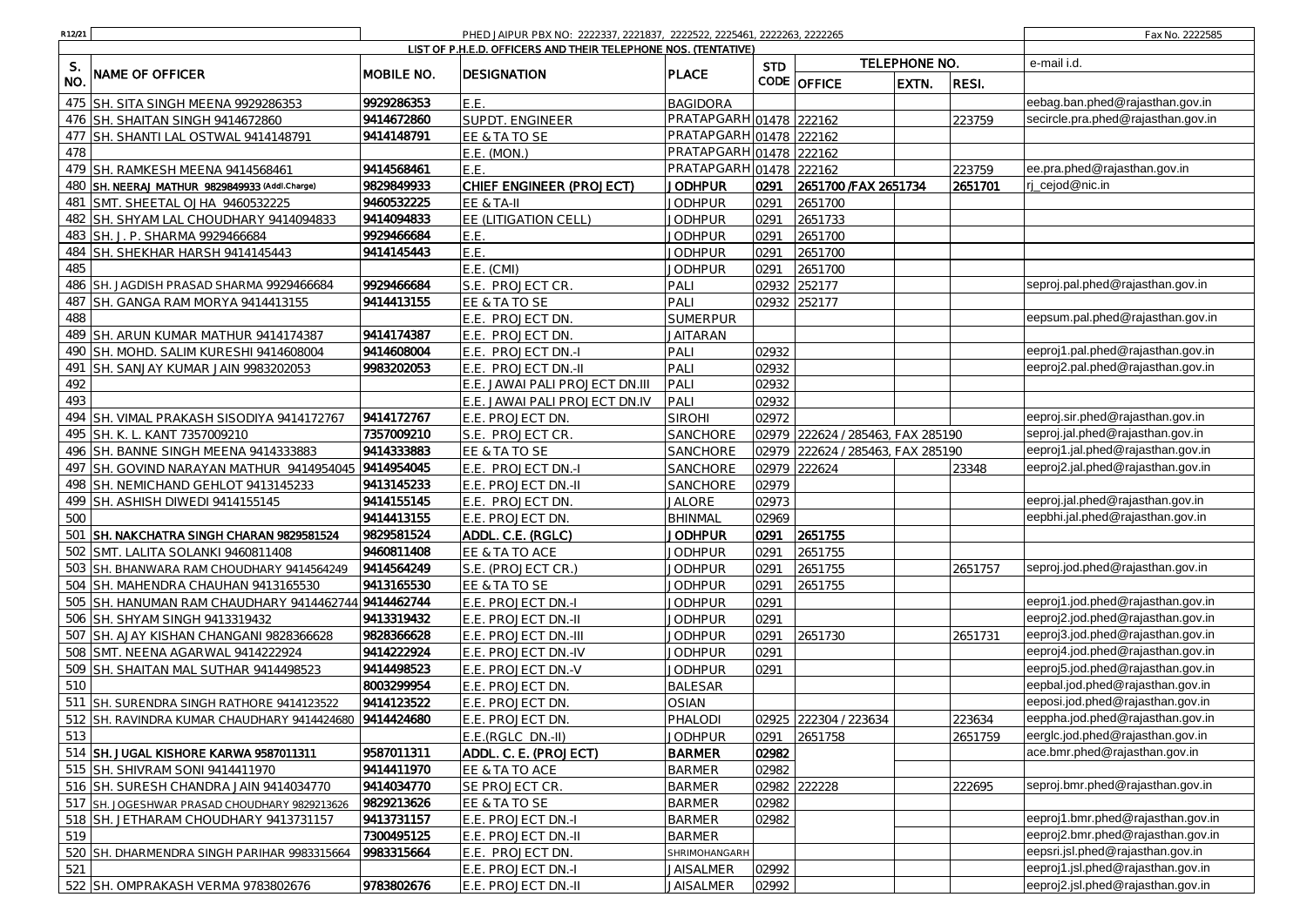PHED JAIPUR PBX NO: 2222337, 2221837, 2222522, 2225461, 2222263, 2222265 — Fax No. 2222585

LIST OF P.H.E.D. OFFICERS AND THEIR TELEPHONE NOS. (TENTATIVE)

| S. NO. | NAME OF OFFICER | MOBILE NO. | DESIGNATION | PLACE | STD CODE | TELEPHONE NO. | | | e-mail i.d. |
|---|---|---|---|---|---|---|---|---|---|
| | | | | | | OFFICE | EXTN. | RESI. | |
| 475 | SH. SITA SINGH MEENA 9929286353 | 9929286353 | E.E. | BAGIDORA | | | | | eebag.ban.phed@rajasthan.gov.in |
| 476 | SH. SHAITAN SINGH 9414672860 | 9414672860 | SUPDT. ENGINEER | PRATAPGARH | 01478 | 222162 | | 223759 | secircle.pra.phed@rajasthan.gov.in |
| 477 | SH. SHANTI LAL OSTWAL 9414148791 | 9414148791 | EE & TA TO SE | PRATAPGARH | 01478 | 222162 | | | |
| 478 | | | E.E. (MON.) | PRATAPGARH | 01478 | 222162 | | | |
| 479 | SH. RAMKESH MEENA 9414568461 | 9414568461 | E.E. | PRATAPGARH | 01478 | 222162 | | 223759 | ee.pra.phed@rajasthan.gov.in |
| 480 | **SH. NEERAJ MATHUR 9829849933 (Addl.Charge)** | **9829849933** | **CHIEF ENGINEER (PROJECT)** | **JODHPUR** | **0291** | **2651700 /FAX 2651734** | | **2651701** | rj_cejod@nic.in |
| 481 | SMT. SHEETAL OJHA 9460532225 | 9460532225 | EE & TA-II | JODHPUR | 0291 | 2651700 | | | |
| 482 | SH. SHYAM LAL CHOUDHARY 9414094833 | 9414094833 | EE (LITIGATION CELL) | JODHPUR | 0291 | 2651733 | | | |
| 483 | SH. J. P. SHARMA 9929466684 | 9929466684 | E.E. | JODHPUR | 0291 | 2651700 | | | |
| 484 | SH. SHEKHAR HARSH 9414145443 | 9414145443 | E.E. | JODHPUR | 0291 | 2651700 | | | |
| 485 | | | E.E. (CMI) | JODHPUR | 0291 | 2651700 | | | |
| 486 | SH. JAGDISH PRASAD SHARMA 9929466684 | 9929466684 | S.E. PROJECT CR. | PALI | 02932 | 252177 | | | seproj.pal.phed@rajasthan.gov.in |
| 487 | SH. GANGA RAM MORYA 9414413155 | 9414413155 | EE & TA TO SE | PALI | 02932 | 252177 | | | |
| 488 | | | E.E. PROJECT DN. | SUMERPUR | | | | | eepsum.pal.phed@rajasthan.gov.in |
| 489 | SH. ARUN KUMAR MATHUR 9414174387 | 9414174387 | E.E. PROJECT DN. | JAITARAN | | | | | |
| 490 | SH. MOHD. SALIM KURESHI 9414608004 | 9414608004 | E.E. PROJECT DN.-I | PALI | 02932 | | | | eeproj1.pal.phed@rajasthan.gov.in |
| 491 | SH. SANJAY KUMAR JAIN 9983202053 | 9983202053 | E.E. PROJECT DN.-II | PALI | 02932 | | | | eeproj2.pal.phed@rajasthan.gov.in |
| 492 | | | E.E. JAWAI PALI PROJECT DN.III | PALI | 02932 | | | | |
| 493 | | | E.E. JAWAI PALI PROJECT DN.IV | PALI | 02932 | | | | |
| 494 | SH. VIMAL PRAKASH SISODIYA 9414172767 | 9414172767 | E.E. PROJECT DN. | SIROHI | 02972 | | | | eeproj.sir.phed@rajasthan.gov.in |
| 495 | SH. K. L. KANT 7357009210 | 7357009210 | S.E. PROJECT CR. | SANCHORE | 02979 | 222624 / 285463, FAX 285190 | | | seproj.jal.phed@rajasthan.gov.in |
| 496 | SH. BANNE SINGH MEENA 9414333883 | 9414333883 | EE & TA TO SE | SANCHORE | 02979 | 222624 / 285463, FAX 285190 | | | eeproj1.jal.phed@rajasthan.gov.in |
| 497 | SH. GOVIND NARAYAN MATHUR 9414954045 | 9414954045 | E.E. PROJECT DN.-I | SANCHORE | 02979 | 222624 | | 23348 | eeproj2.jal.phed@rajasthan.gov.in |
| 498 | SH. NEMICHAND GEHLOT 9413145233 | 9413145233 | E.E. PROJECT DN.-II | SANCHORE | 02979 | | | | |
| 499 | SH. ASHISH DIWEDI 9414155145 | 9414155145 | E.E. PROJECT DN. | JALORE | 02973 | | | | eeproj.jal.phed@rajasthan.gov.in |
| 500 | | 9414413155 | E.E. PROJECT DN. | BHINMAL | 02969 | | | | eepbhi.jal.phed@rajasthan.gov.in |
| 501 | **SH. NAKCHATRA SINGH CHARAN 9829581524** | **9829581524** | **ADDL. C.E. (RGLC)** | **JODHPUR** | **0291** | **2651755** | | | |
| 502 | SMT. LALITA SOLANKI 9460811408 | 9460811408 | EE & TA TO ACE | JODHPUR | 0291 | 2651755 | | | |
| 503 | SH. BHANWARA RAM CHOUDHARY 9414564249 | 9414564249 | S.E. (PROJECT CR.) | JODHPUR | 0291 | 2651755 | | 2651757 | seproj.jod.phed@rajasthan.gov.in |
| 504 | SH. MAHENDRA CHAUHAN 9413165530 | 9413165530 | EE & TA TO SE | JODHPUR | 0291 | 2651755 | | | |
| 505 | SH. HANUMAN RAM CHAUDHARY 9414462744 | 9414462744 | E.E. PROJECT DN.-I | JODHPUR | 0291 | | | | eeproj1.jod.phed@rajasthan.gov.in |
| 506 | SH. SHYAM SINGH 9413319432 | 9413319432 | E.E. PROJECT DN.-II | JODHPUR | 0291 | | | | eeproj2.jod.phed@rajasthan.gov.in |
| 507 | SH. AJAY KISHAN CHANGANI 9828366628 | 9828366628 | E.E. PROJECT DN.-III | JODHPUR | 0291 | 2651730 | | 2651731 | eeproj3.jod.phed@rajasthan.gov.in |
| 508 | SMT. NEENA AGARWAL 9414222924 | 9414222924 | E.E. PROJECT DN.-IV | JODHPUR | 0291 | | | | eeproj4.jod.phed@rajasthan.gov.in |
| 509 | SH. SHAITAN MAL SUTHAR 9414498523 | 9414498523 | E.E. PROJECT DN.-V | JODHPUR | 0291 | | | | eeproj5.jod.phed@rajasthan.gov.in |
| 510 | | 8003299954 | E.E. PROJECT DN. | BALESAR | | | | | eepbal.jod.phed@rajasthan.gov.in |
| 511 | SH. SURENDRA SINGH RATHORE 9414123522 | 9414123522 | E.E. PROJECT DN. | OSIAN | | | | | eeposi.jod.phed@rajasthan.gov.in |
| 512 | SH. RAVINDRA KUMAR CHAUDHARY 9414424680 | 9414424680 | E.E. PROJECT DN. | PHALODI | 02925 | 222304 / 223634 | | 223634 | eeppha.jod.phed@rajasthan.gov.in |
| 513 | | | E.E.(RGLC DN.-II) | JODHPUR | 0291 | 2651758 | | 2651759 | eerglc.jod.phed@rajasthan.gov.in |
| 514 | **SH. JUGAL KISHORE KARWA 9587011311** | **9587011311** | **ADDL. C. E. (PROJECT)** | **BARMER** | **02982** | | | | ace.bmr.phed@rajasthan.gov.in |
| 515 | SH. SHIVRAM SONI 9414411970 | 9414411970 | EE & TA TO ACE | BARMER | 02982 | | | | |
| 516 | SH. SURESH CHANDRA JAIN 9414034770 | 9414034770 | SE PROJECT CR. | BARMER | 02982 | 222228 | | 222695 | seproj.bmr.phed@rajasthan.gov.in |
| 517 | SH. JOGESHWAR PRASAD CHOUDHARY 9829213626 | 9829213626 | EE & TA TO SE | BARMER | 02982 | | | | |
| 518 | SH. JETHARAM CHOUDHARY 9413731157 | 9413731157 | E.E. PROJECT DN.-I | BARMER | 02982 | | | | eeproj1.bmr.phed@rajasthan.gov.in |
| 519 | | 7300495125 | E.E. PROJECT DN.-II | BARMER | | | | | eeproj2.bmr.phed@rajasthan.gov.in |
| 520 | SH. DHARMENDRA SINGH PARIHAR 9983315664 | 9983315664 | E.E. PROJECT DN. | SHRIMOHANGARH | | | | | eepsri.jsl.phed@rajasthan.gov.in |
| 521 | | | E.E. PROJECT DN.-I | JAISALMER | 02992 | | | | eeproj1.jsl.phed@rajasthan.gov.in |
| 522 | SH. OMPRAKASH VERMA 9783802676 | 9783802676 | E.E. PROJECT DN.-II | JAISALMER | 02992 | | | | eeproj2.jsl.phed@rajasthan.gov.in |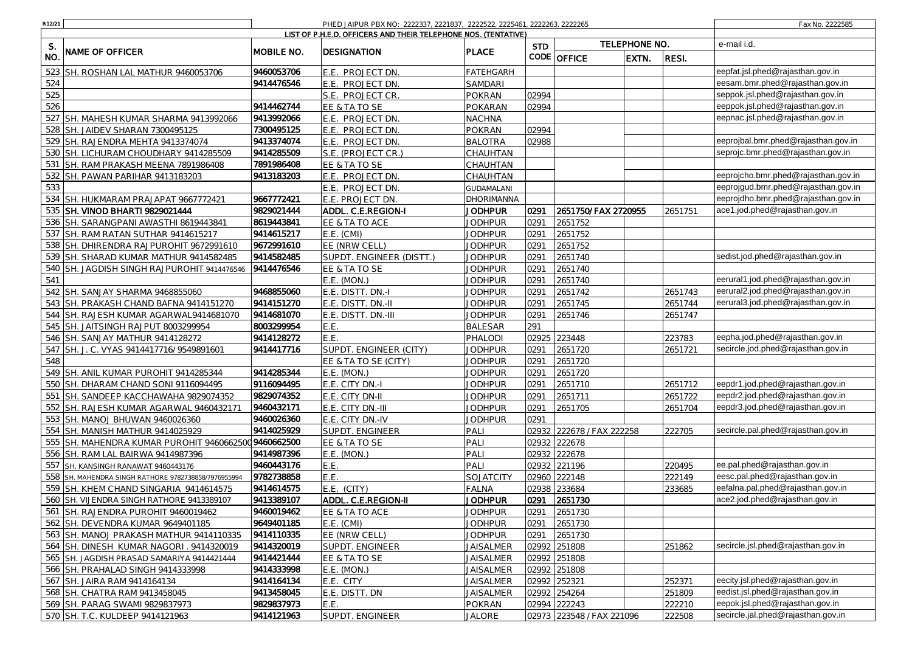PHED JAIPUR PBX NO: 2222337, 2221837, 2222522, 2225461, 2222263, 2222265 | Fax No. 2222585

LIST OF P.H.E.D. OFFICERS AND THEIR TELEPHONE NOS. (TENTATIVE)

| S. NO. | NAME OF OFFICER | MOBILE NO. | DESIGNATION | PLACE | STD CODE | TELEPHONE NO. | | | e-mail i.d. |
|---|---|---|---|---|---|---|---|---|---|
| | | | | | | OFFICE | EXTN. | RESI. | |
| 523 | SH. ROSHAN LAL MATHUR 9460053706 | 9460053706 | E.E. PROJECT DN. | FATEHGARH | | | | | eepfat.jsl.phed@rajasthan.gov.in |
| 524 | | 9414476546 | E.E. PROJECT DN. | SAMDARI | | | | | eesam.bmr.phed@rajasthan.gov.in |
| 525 | | | S.E. PROJECT CR. | POKRAN | 02994 | | | | seppok.jsl.phed@rajasthan.gov.in |
| 526 | | 9414462744 | EE & TA TO SE | POKARAN | 02994 | | | | eeppok.jsl.phed@rajasthan.gov.in |
| 527 | SH. MAHESH KUMAR SHARMA 9413992066 | 9413992066 | E.E. PROJECT DN. | NACHNA | | | | | eepnac.jsl.phed@rajasthan.gov.in |
| 528 | SH. JAIDEV SHARAN 7300495125 | 7300495125 | E.E. PROJECT DN. | POKRAN | 02994 | | | | |
| 529 | SH. RAJENDRA MEHTA 9413374074 | 9413374074 | E.E. PROJECT DN. | BALOTRA | 02988 | | | | eeprojbal.bmr.phed@rajasthan.gov.in |
| 530 | SH. LICHURAM CHOUDHARY 9414285509 | 9414285509 | S.E. (PROJECT CR.) | CHAUHTAN | | | | | seprojc.bmr.phed@rajasthan.gov.in |
| 531 | SH. RAM PRAKASH MEENA 7891986408 | 7891986408 | EE & TA TO SE | CHAUHTAN | | | | | |
| 532 | SH. PAWAN PARIHAR 9413183203 | 9413183203 | E.E. PROJECT DN. | CHAUHTAN | | | | | eeprojcho.bmr.phed@rajasthan.gov.in |
| 533 | | | E.E. PROJECT DN. | GUDAMALANI | | | | | eeprojgud.bmr.phed@rajasthan.gov.in |
| 534 | SH. HUKMARAM PRAJAPAT 9667772421 | 9667772421 | E.E. PROJECT DN. | DHORIMANNA | | | | | eeprojdho.bmr.phed@rajasthan.gov.in |
| 535 | **SH. VINOD BHARTI 9829021444** | **9829021444** | **ADDL. C.E.REGION-I** | **JODHPUR** | **0291** | **2651750/FAX 2720955** | | 2651751 | ace1.jod.phed@rajasthan.gov.in |
| 536 | SH. SARANGPANI AWASTHI 8619443841 | 8619443841 | EE & TA TO ACE | JODHPUR | 0291 | 2651752 | | | |
| 537 | SH. RAM RATAN SUTHAR 9414615217 | 9414615217 | E.E. (CMI) | JODHPUR | 0291 | 2651752 | | | |
| 538 | SH. DHIRENDRA RAJPUROHIT 9672991610 | 9672991610 | EE (NRW CELL) | JODHPUR | 0291 | 2651752 | | | |
| 539 | SH. SHARAD KUMAR MATHUR 9414582485 | 9414582485 | SUPDT. ENGINEER (DISTT.) | JODHPUR | 0291 | 2651740 | | | sedist.jod.phed@rajasthan.gov.in |
| 540 | SH. JAGDISH SINGH RAJPUROHIT 9414476546 | 9414476546 | EE & TA TO SE | JODHPUR | 0291 | 2651740 | | | |
| 541 | | | E.E. (MON.) | JODHPUR | 0291 | 2651740 | | | eerural1.jod.phed@rajasthan.gov.in |
| 542 | SH. SANJAY SHARMA 9468855060 | 9468855060 | E.E. DISTT. DN.-I | JODHPUR | 0291 | 2651742 | | 2651743 | eerural2.jod.phed@rajasthan.gov.in |
| 543 | SH. PRAKASH CHAND BAFNA 9414151270 | 9414151270 | E.E. DISTT. DN.-II | JODHPUR | 0291 | 2651745 | | 2651744 | eerural3.jod.phed@rajasthan.gov.in |
| 544 | SH. RAJESH KUMAR AGARWAL9414681070 | 9414681070 | E.E. DISTT. DN.-III | JODHPUR | 0291 | 2651746 | | 2651747 | |
| 545 | SH. JAITSINGH RAJPUT 8003299954 | 8003299954 | E.E. | BALESAR | 291 | | | | |
| 546 | SH. SANJAY MATHUR 9414128272 | 9414128272 | E.E. | PHALODI | 02925 | 223448 | | 223783 | eepha.jod.phed@rajasthan.gov.in |
| 547 | SH. J. C. VYAS 9414417716/ 9549891601 | 9414417716 | SUPDT. ENGINEER (CITY) | JODHPUR | 0291 | 2651720 | | 2651721 | secircle.jod.phed@rajasthan.gov.in |
| 548 | | | EE & TA TO SE (CITY) | JODHPUR | 0291 | 2651720 | | | |
| 549 | SH. ANIL KUMAR PUROHIT 9414285344 | 9414285344 | E.E. (MON.) | JODHPUR | 0291 | 2651720 | | | |
| 550 | SH. DHARAM CHAND SONI 9116094495 | 9116094495 | E.E. CITY DN.-I | JODHPUR | 0291 | 2651710 | | 2651712 | eepdr1.jod.phed@rajasthan.gov.in |
| 551 | SH. SANDEEP KACCHAWAHA 9829074352 | 9829074352 | E.E. CITY DN-II | JODHPUR | 0291 | 2651711 | | 2651722 | eepdr2.jod.phed@rajasthan.gov.in |
| 552 | SH. RAJESH KUMAR AGARWAL 9460432171 | 9460432171 | E.E. CITY DN.-III | JODHPUR | 0291 | 2651705 | | 2651704 | eepdr3.jod.phed@rajasthan.gov.in |
| 553 | SH. MANOJ BHUWAN 9460026360 | 9460026360 | E.E. CITY DN.-IV | JODHPUR | 0291 | | | | |
| 554 | SH. MANISH MATHUR 9414025929 | 9414025929 | SUPDT. ENGINEER | PALI | 02932 | 222678 / FAX 222258 | | 222705 | secircle.pal.phed@rajasthan.gov.in |
| 555 | SH. MAHENDRA KUMAR PUROHIT 9460662500 | 9460662500 | EE & TA TO SE | PALI | 02932 | 222678 | | | |
| 556 | SH. RAM LAL BAIRWA 9414987396 | 9414987396 | E.E. (MON.) | PALI | 02932 | 222678 | | | |
| 557 | SH. KANSINGH RANAWAT 9460443176 | 9460443176 | E.E. | PALI | 02932 | 221196 | | 220495 | ee.pal.phed@rajasthan.gov.in |
| 558 | SH. MAHENDRA SINGH RATHORE 9782738858/7976955994 | 9782738858 | E.E. | SOJATCITY | 02960 | 222148 | | 222149 | eesc.pal.phed@rajasthan.gov.in |
| 559 | SH. KHEM CHAND SINGARIA 9414614575 | 9414614575 | E.E. (CITY) | FALNA | 02938 | 233684 | | 233685 | eefalna.pal.phed@rajasthan.gov.in |
| 560 | SH. VIJENDRA SINGH RATHORE 9413389107 | **9413389107** | **ADDL. C.E.REGION-II** | **JODHPUR** | **0291** | **2651730** | | | ace2.jod.phed@rajasthan.gov.in |
| 561 | SH. RAJENDRA PUROHIT 9460019462 | 9460019462 | EE & TA TO ACE | JODHPUR | 0291 | 2651730 | | | |
| 562 | SH. DEVENDRA KUMAR 9649401185 | 9649401185 | E.E. (CMI) | JODHPUR | 0291 | 2651730 | | | |
| 563 | SH. MANOJ PRAKASH MATHUR 9414110335 | 9414110335 | EE (NRW CELL) | JODHPUR | 0291 | 2651730 | | | |
| 564 | SH. DINESH KUMAR NAGORI . 9414320019 | 9414320019 | SUPDT. ENGINEER | JAISALMER | 02992 | 251808 | | 251862 | secircle.jsl.phed@rajasthan.gov.in |
| 565 | SH. JAGDISH PRASAD SAMARIYA 9414421444 | 9414421444 | EE & TA TO SE | JAISALMER | 02992 | 251808 | | | |
| 566 | SH. PRAHALAD SINGH 9414333998 | 9414333998 | E.E. (MON.) | JAISALMER | 02992 | 251808 | | | |
| 567 | SH. JAIRA RAM 9414164134 | 9414164134 | E.E. CITY | JAISALMER | 02992 | 252321 | | 252371 | eecity.jsl.phed@rajasthan.gov.in |
| 568 | SH. CHATRA RAM 9413458045 | 9413458045 | E.E. DISTT. DN | JAISALMER | 02992 | 254264 | | 251809 | eedist.jsl.phed@rajasthan.gov.in |
| 569 | SH. PARAG SWAMI 9829837973 | 9829837973 | E.E. | POKRAN | 02994 | 222243 | | 222210 | eepok.jsl.phed@rajasthan.gov.in |
| 570 | SH. T.C. KULDEEP 9414121963 | 9414121963 | SUPDT. ENGINEER | JALORE | 02973 | 223548 / FAX 221096 | | 222508 | secircle.jal.phed@rajasthan.gov.in |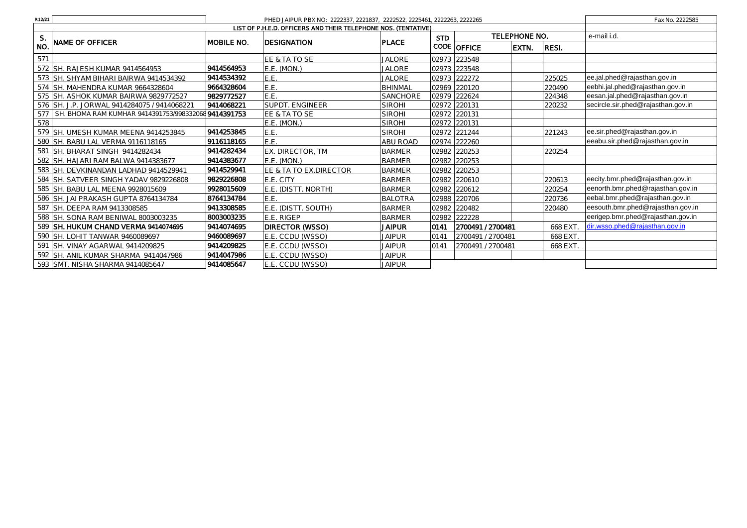R12/21 | PHED JAIPUR PBX NO: 2222337, 2221837, 2222522, 2225461, 2222263, 2222265 | Fax No. 2222585

**LIST OF P.H.E.D. OFFICERS AND THEIR TELEPHONE NOS. (TENTATIVE)**

| S. NO. | NAME OF OFFICER | MOBILE NO. | DESIGNATION | PLACE | STD CODE | TELEPHONE NO. | | | e-mail i.d. |
|---|---|---|---|---|---|---|---|---|---|
| | | | | | | OFFICE | EXTN. | RESI. | |
| 571 | | | EE & TA TO SE | JALORE | 02973 | 223548 | | | |
| 572 | SH. RAJESH KUMAR 9414564953 | 9414564953 | E.E. (MON.) | JALORE | 02973 | 223548 | | | |
| 573 | SH. SHYAM BIHARI BAIRWA 9414534392 | 9414534392 | E.E. | JALORE | 02973 | 222272 | | 225025 | ee.jal.phed@rajasthan.gov.in |
| 574 | SH. MAHENDRA KUMAR 9664328604 | 9664328604 | E.E. | BHINMAL | 02969 | 220120 | | 220490 | eebhi.jal.phed@rajasthan.gov.in |
| 575 | SH. ASHOK KUMAR BAIRWA 9829772527 | 9829772527 | E.E. | SANCHORE | 02979 | 222624 | | 224348 | eesan.jal.phed@rajasthan.gov.in |
| 576 | SH. J.P. JORWAL 9414284075 / 9414068221 | 9414068221 | SUPDT. ENGINEER | SIROHI | 02972 | 220131 | | 220232 | secircle.sir.phed@rajasthan.gov.in |
| 577 | SH. BHOMA RAM KUMHAR 9414391753/998332068 | 9414391753 | EE & TA TO SE | SIROHI | 02972 | 220131 | | | |
| 578 | | | E.E. (MON.) | SIROHI | 02972 | 220131 | | | |
| 579 | SH. UMESH KUMAR MEENA 9414253845 | 9414253845 | E.E. | SIROHI | 02972 | 221244 | | 221243 | ee.sir.phed@rajasthan.gov.in |
| 580 | SH. BABU LAL VERMA 9116118165 | 9116118165 | E.E. | ABU ROAD | 02974 | 222260 | | | eeabu.sir.phed@rajasthan.gov.in |
| 581 | SH. BHARAT SINGH 9414282434 | 9414282434 | EX. DIRECTOR, TM | BARMER | 02982 | 220253 | | 220254 | |
| 582 | SH. HAJARI RAM BALWA 9414383677 | 9414383677 | E.E. (MON.) | BARMER | 02982 | 220253 | | | |
| 583 | SH. DEVKINANDAN LADHAD 9414529941 | 9414529941 | EE & TA TO EX.DIRECTOR | BARMER | 02982 | 220253 | | | |
| 584 | SH. SATVEER SINGH YADAV 9829226808 | 9829226808 | E.E. CITY | BARMER | 02982 | 220610 | | 220613 | eecity.bmr.phed@rajasthan.gov.in |
| 585 | SH. BABU LAL MEENA 9928015609 | 9928015609 | E.E. (DISTT. NORTH) | BARMER | 02982 | 220612 | | 220254 | eenorth.bmr.phed@rajasthan.gov.in |
| 586 | SH. JAI PRAKASH GUPTA 8764134784 | 8764134784 | E.E. | BALOTRA | 02988 | 220706 | | 220736 | eebal.bmr.phed@rajasthan.gov.in |
| 587 | SH. DEEPA RAM 9413308585 | 9413308585 | E.E. (DISTT. SOUTH) | BARMER | 02982 | 220482 | | 220480 | eesouth.bmr.phed@rajasthan.gov.in |
| 588 | SH. SONA RAM BENIWAL 8003003235 | 8003003235 | E.E. RIGEP | BARMER | 02982 | 222228 | | | eerigep.bmr.phed@rajasthan.gov.in |
| 589 | **SH. HUKUM CHAND VERMA 9414074695** | **9414074695** | **DIRECTOR (WSSO)** | **JAIPUR** | **0141** | **2700491 / 2700481** | | **668 EXT.** | dir.wsso.phed@rajasthan.gov.in |
| 590 | SH. LOHIT TANWAR 9460089697 | 9460089697 | E.E. CCDU (WSSO) | JAIPUR | 0141 | 2700491 / 2700481 | | 668 EXT. | |
| 591 | SH. VINAY AGARWAL 9414209825 | 9414209825 | E.E. CCDU (WSSO) | JAIPUR | 0141 | 2700491 / 2700481 | | 668 EXT. | |
| 592 | SH. ANIL KUMAR SHARMA 9414047986 | 9414047986 | E.E. CCDU (WSSO) | JAIPUR | | | | | |
| 593 | SMT. NISHA SHARMA 9414085647 | 9414085647 | E.E. CCDU (WSSO) | JAIPUR | | | | | |